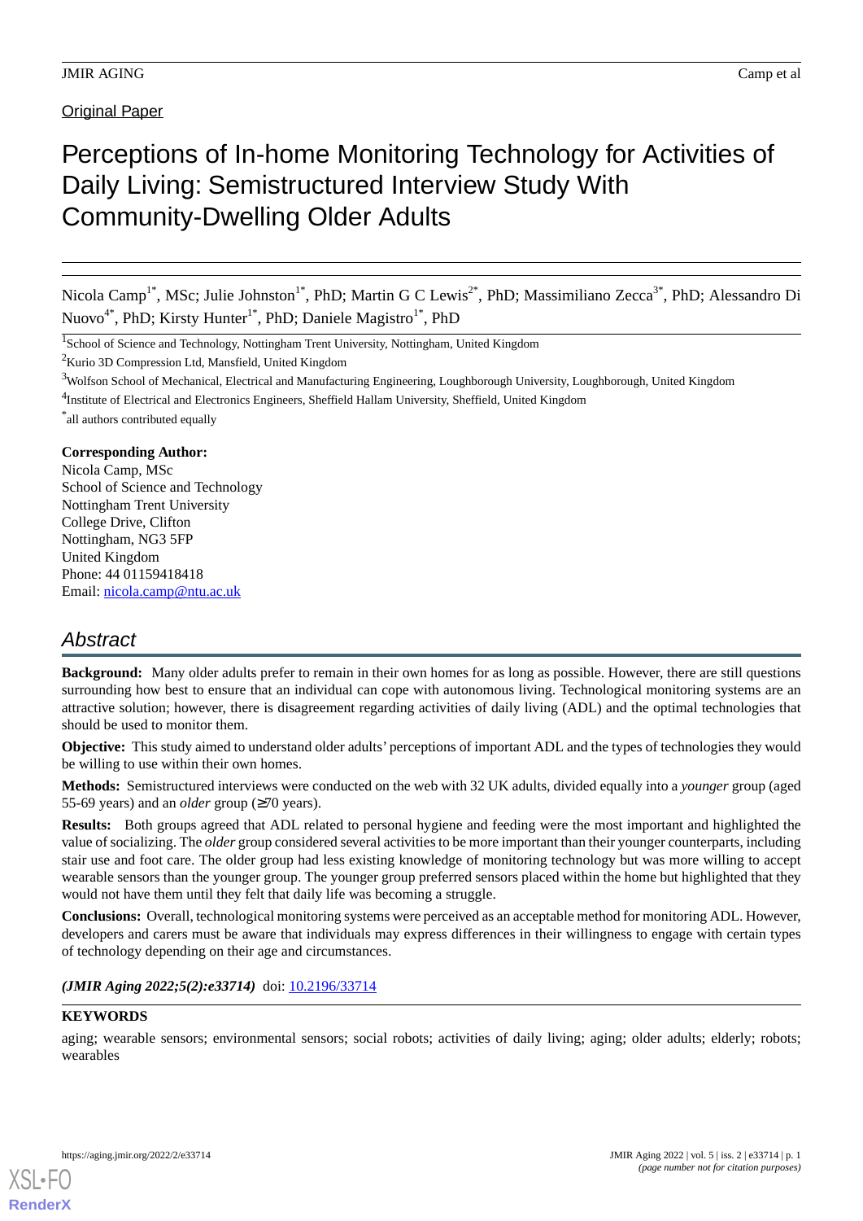Original Paper

# Perceptions of In-home Monitoring Technology for Activities of Daily Living: Semistructured Interview Study With Community-Dwelling Older Adults

Nicola Camp[1*], MSc; Julie Johnston[1*], PhD; Martin G C Lewis[2*], PhD; Massimiliano Zecca[3*], PhD; Alessandro Di Nuovo[4*], PhD; Kirsty Hunter[1*], PhD; Daniele Magistro[1*], PhD

[1]School of Science and Technology, Nottingham Trent University, Nottingham, United Kingdom

[2]Kurio 3D Compression Ltd, Mansfield, United Kingdom

[3]Wolfson School of Mechanical, Electrical and Manufacturing Engineering, Loughborough University, Loughborough, United Kingdom

[4]Institute of Electrical and Electronics Engineers, Sheffield Hallam University, Sheffield, United Kingdom

[*]all authors contributed equally

**Corresponding Author:**
Nicola Camp, MSc
School of Science and Technology
Nottingham Trent University
College Drive, Clifton
Nottingham, NG3 5FP
United Kingdom
Phone: 44 01159418418
Email: nicola.camp@ntu.ac.uk

## Abstract

**Background:** Many older adults prefer to remain in their own homes for as long as possible. However, there are still questions surrounding how best to ensure that an individual can cope with autonomous living. Technological monitoring systems are an attractive solution; however, there is disagreement regarding activities of daily living (ADL) and the optimal technologies that should be used to monitor them.

**Objective:** This study aimed to understand older adults' perceptions of important ADL and the types of technologies they would be willing to use within their own homes.

**Methods:** Semistructured interviews were conducted on the web with 32 UK adults, divided equally into a *younger* group (aged 55-69 years) and an *older* group (≥70 years).

**Results:** Both groups agreed that ADL related to personal hygiene and feeding were the most important and highlighted the value of socializing. The *older* group considered several activities to be more important than their younger counterparts, including stair use and foot care. The older group had less existing knowledge of monitoring technology but was more willing to accept wearable sensors than the younger group. The younger group preferred sensors placed within the home but highlighted that they would not have them until they felt that daily life was becoming a struggle.

**Conclusions:** Overall, technological monitoring systems were perceived as an acceptable method for monitoring ADL. However, developers and carers must be aware that individuals may express differences in their willingness to engage with certain types of technology depending on their age and circumstances.

***(JMIR Aging 2022;5(2):e33714)*** doi: 10.2196/33714

**KEYWORDS**

aging; wearable sensors; environmental sensors; social robots; activities of daily living; aging; older adults; elderly; robots; wearables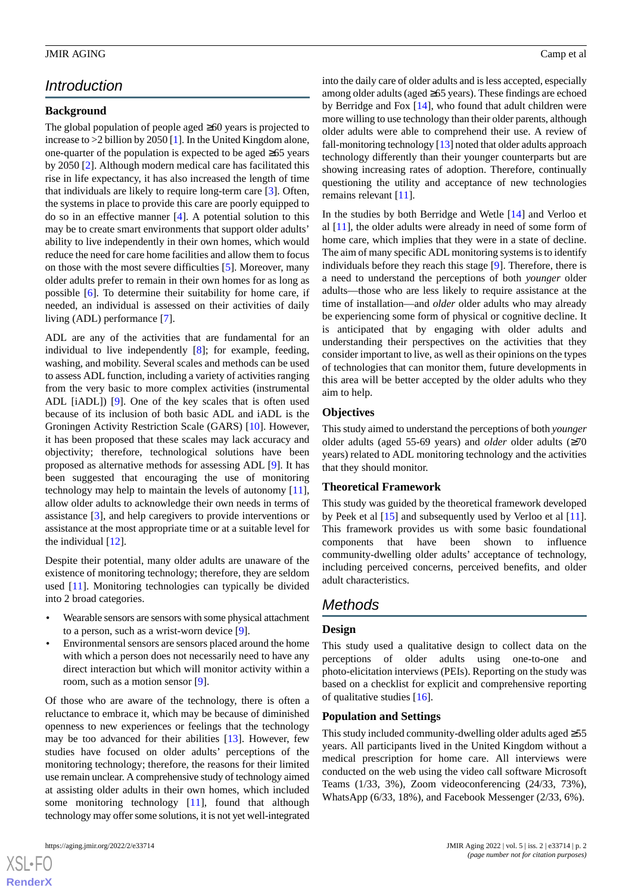## Introduction

### Background

The global population of people aged ≥60 years is projected to increase to >2 billion by 2050 [1]. In the United Kingdom alone, one-quarter of the population is expected to be aged ≥65 years by 2050 [2]. Although modern medical care has facilitated this rise in life expectancy, it has also increased the length of time that individuals are likely to require long-term care [3]. Often, the systems in place to provide this care are poorly equipped to do so in an effective manner [4]. A potential solution to this may be to create smart environments that support older adults' ability to live independently in their own homes, which would reduce the need for care home facilities and allow them to focus on those with the most severe difficulties [5]. Moreover, many older adults prefer to remain in their own homes for as long as possible [6]. To determine their suitability for home care, if needed, an individual is assessed on their activities of daily living (ADL) performance [7].

ADL are any of the activities that are fundamental for an individual to live independently [8]; for example, feeding, washing, and mobility. Several scales and methods can be used to assess ADL function, including a variety of activities ranging from the very basic to more complex activities (instrumental ADL [iADL]) [9]. One of the key scales that is often used because of its inclusion of both basic ADL and iADL is the Groningen Activity Restriction Scale (GARS) [10]. However, it has been proposed that these scales may lack accuracy and objectivity; therefore, technological solutions have been proposed as alternative methods for assessing ADL [9]. It has been suggested that encouraging the use of monitoring technology may help to maintain the levels of autonomy [11], allow older adults to acknowledge their own needs in terms of assistance [3], and help caregivers to provide interventions or assistance at the most appropriate time or at a suitable level for the individual [12].

Despite their potential, many older adults are unaware of the existence of monitoring technology; therefore, they are seldom used [11]. Monitoring technologies can typically be divided into 2 broad categories.

- Wearable sensors are sensors with some physical attachment to a person, such as a wrist-worn device [9].
- Environmental sensors are sensors placed around the home with which a person does not necessarily need to have any direct interaction but which will monitor activity within a room, such as a motion sensor [9].

Of those who are aware of the technology, there is often a reluctance to embrace it, which may be because of diminished openness to new experiences or feelings that the technology may be too advanced for their abilities [13]. However, few studies have focused on older adults' perceptions of the monitoring technology; therefore, the reasons for their limited use remain unclear. A comprehensive study of technology aimed at assisting older adults in their own homes, which included some monitoring technology [11], found that although technology may offer some solutions, it is not yet well-integrated into the daily care of older adults and is less accepted, especially among older adults (aged ≥65 years). These findings are echoed by Berridge and Fox [14], who found that adult children were more willing to use technology than their older parents, although older adults were able to comprehend their use. A review of fall-monitoring technology [13] noted that older adults approach technology differently than their younger counterparts but are showing increasing rates of adoption. Therefore, continually questioning the utility and acceptance of new technologies remains relevant [11].

In the studies by both Berridge and Wetle [14] and Verloo et al [11], the older adults were already in need of some form of home care, which implies that they were in a state of decline. The aim of many specific ADL monitoring systems is to identify individuals before they reach this stage [9]. Therefore, there is a need to understand the perceptions of both *younger* older adults—those who are less likely to require assistance at the time of installation—and *older* older adults who may already be experiencing some form of physical or cognitive decline. It is anticipated that by engaging with older adults and understanding their perspectives on the activities that they consider important to live, as well as their opinions on the types of technologies that can monitor them, future developments in this area will be better accepted by the older adults who they aim to help.

### Objectives

This study aimed to understand the perceptions of both *younger* older adults (aged 55-69 years) and *older* older adults (≥70 years) related to ADL monitoring technology and the activities that they should monitor.

### Theoretical Framework

This study was guided by the theoretical framework developed by Peek et al [15] and subsequently used by Verloo et al [11]. This framework provides us with some basic foundational components that have been shown to influence community-dwelling older adults' acceptance of technology, including perceived concerns, perceived benefits, and older adult characteristics.

## Methods

### Design

This study used a qualitative design to collect data on the perceptions of older adults using one-to-one and photo-elicitation interviews (PEIs). Reporting on the study was based on a checklist for explicit and comprehensive reporting of qualitative studies [16].

### Population and Settings

This study included community-dwelling older adults aged ≥55 years. All participants lived in the United Kingdom without a medical prescription for home care. All interviews were conducted on the web using the video call software Microsoft Teams (1/33, 3%), Zoom videoconferencing (24/33, 73%), WhatsApp (6/33, 18%), and Facebook Messenger (2/33, 6%).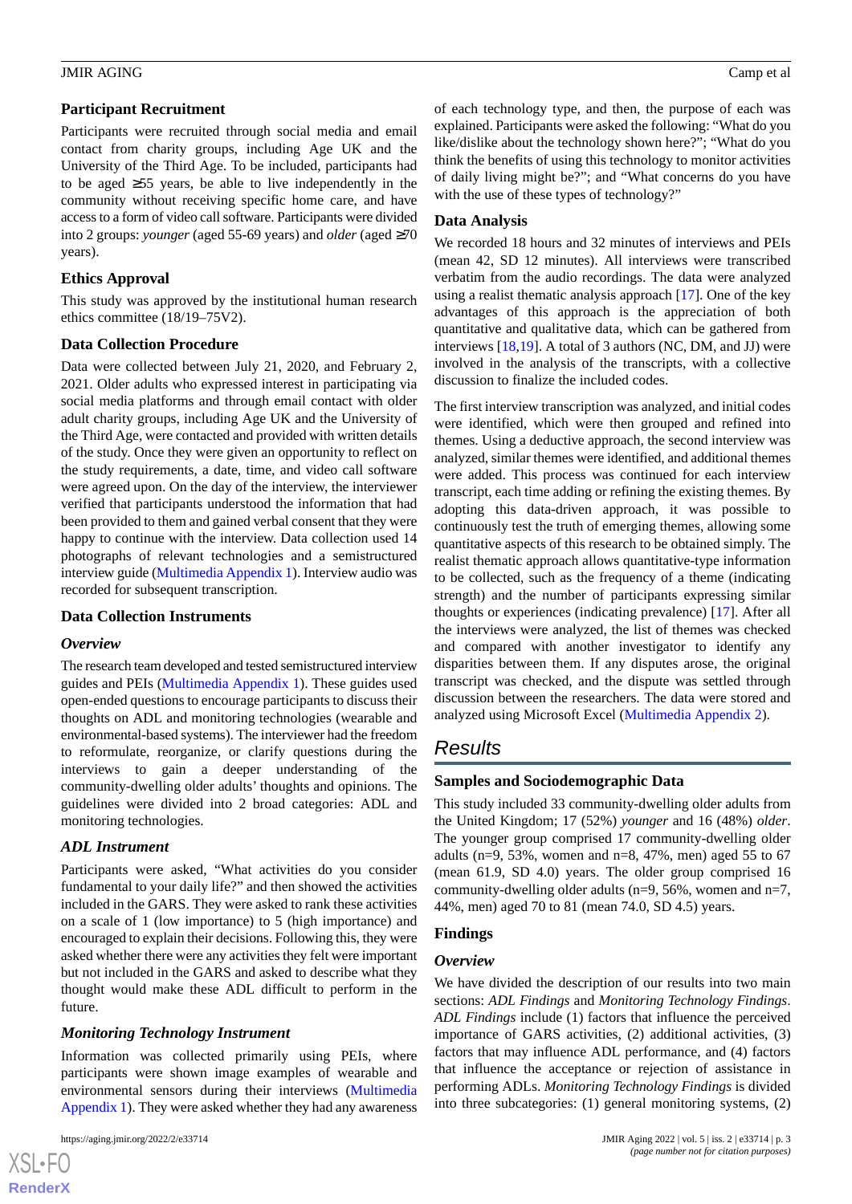### Participant Recruitment

Participants were recruited through social media and email contact from charity groups, including Age UK and the University of the Third Age. To be included, participants had to be aged ≥55 years, be able to live independently in the community without receiving specific home care, and have access to a form of video call software. Participants were divided into 2 groups: *younger* (aged 55-69 years) and *older* (aged ≥70 years).

### Ethics Approval

This study was approved by the institutional human research ethics committee (18/19–75V2).

### Data Collection Procedure

Data were collected between July 21, 2020, and February 2, 2021. Older adults who expressed interest in participating via social media platforms and through email contact with older adult charity groups, including Age UK and the University of the Third Age, were contacted and provided with written details of the study. Once they were given an opportunity to reflect on the study requirements, a date, time, and video call software were agreed upon. On the day of the interview, the interviewer verified that participants understood the information that had been provided to them and gained verbal consent that they were happy to continue with the interview. Data collection used 14 photographs of relevant technologies and a semistructured interview guide (Multimedia Appendix 1). Interview audio was recorded for subsequent transcription.

### Data Collection Instruments

#### *Overview*

The research team developed and tested semistructured interview guides and PEIs (Multimedia Appendix 1). These guides used open-ended questions to encourage participants to discuss their thoughts on ADL and monitoring technologies (wearable and environmental-based systems). The interviewer had the freedom to reformulate, reorganize, or clarify questions during the interviews to gain a deeper understanding of the community-dwelling older adults' thoughts and opinions. The guidelines were divided into 2 broad categories: ADL and monitoring technologies.

#### *ADL Instrument*

Participants were asked, "What activities do you consider fundamental to your daily life?" and then showed the activities included in the GARS. They were asked to rank these activities on a scale of 1 (low importance) to 5 (high importance) and encouraged to explain their decisions. Following this, they were asked whether there were any activities they felt were important but not included in the GARS and asked to describe what they thought would make these ADL difficult to perform in the future.

#### *Monitoring Technology Instrument*

Information was collected primarily using PEIs, where participants were shown image examples of wearable and environmental sensors during their interviews (Multimedia Appendix 1). They were asked whether they had any awareness of each technology type, and then, the purpose of each was explained. Participants were asked the following: "What do you like/dislike about the technology shown here?"; "What do you think the benefits of using this technology to monitor activities of daily living might be?"; and "What concerns do you have with the use of these types of technology?"

### Data Analysis

We recorded 18 hours and 32 minutes of interviews and PEIs (mean 42, SD 12 minutes). All interviews were transcribed verbatim from the audio recordings. The data were analyzed using a realist thematic analysis approach [17]. One of the key advantages of this approach is the appreciation of both quantitative and qualitative data, which can be gathered from interviews [18,19]. A total of 3 authors (NC, DM, and JJ) were involved in the analysis of the transcripts, with a collective discussion to finalize the included codes.

The first interview transcription was analyzed, and initial codes were identified, which were then grouped and refined into themes. Using a deductive approach, the second interview was analyzed, similar themes were identified, and additional themes were added. This process was continued for each interview transcript, each time adding or refining the existing themes. By adopting this data-driven approach, it was possible to continuously test the truth of emerging themes, allowing some quantitative aspects of this research to be obtained simply. The realist thematic approach allows quantitative-type information to be collected, such as the frequency of a theme (indicating strength) and the number of participants expressing similar thoughts or experiences (indicating prevalence) [17]. After all the interviews were analyzed, the list of themes was checked and compared with another investigator to identify any disparities between them. If any disputes arose, the original transcript was checked, and the dispute was settled through discussion between the researchers. The data were stored and analyzed using Microsoft Excel (Multimedia Appendix 2).

## Results

### Samples and Sociodemographic Data

This study included 33 community-dwelling older adults from the United Kingdom; 17 (52%) *younger* and 16 (48%) *older*. The younger group comprised 17 community-dwelling older adults (n=9, 53%, women and n=8, 47%, men) aged 55 to 67 (mean 61.9, SD 4.0) years. The older group comprised 16 community-dwelling older adults (n=9, 56%, women and n=7, 44%, men) aged 70 to 81 (mean 74.0, SD 4.5) years.

### Findings

#### *Overview*

We have divided the description of our results into two main sections: *ADL Findings* and *Monitoring Technology Findings*. *ADL Findings* include (1) factors that influence the perceived importance of GARS activities, (2) additional activities, (3) factors that may influence ADL performance, and (4) factors that influence the acceptance or rejection of assistance in performing ADLs. *Monitoring Technology Findings* is divided into three subcategories: (1) general monitoring systems, (2)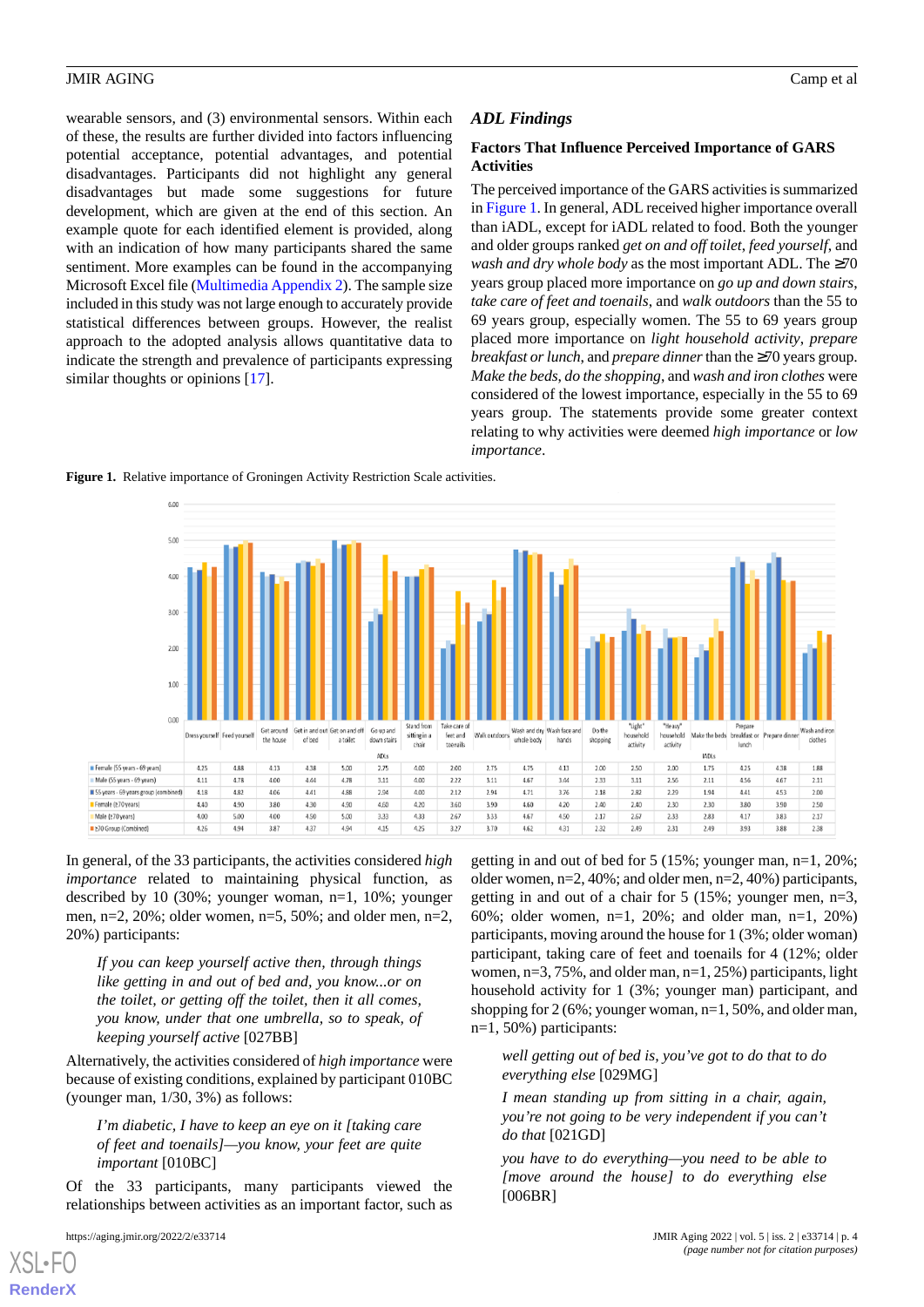wearable sensors, and (3) environmental sensors. Within each of these, the results are further divided into factors influencing potential acceptance, potential advantages, and potential disadvantages. Participants did not highlight any general disadvantages but made some suggestions for future development, which are given at the end of this section. An example quote for each identified element is provided, along with an indication of how many participants shared the same sentiment. More examples can be found in the accompanying Microsoft Excel file (Multimedia Appendix 2). The sample size included in this study was not large enough to accurately provide statistical differences between groups. However, the realist approach to the adopted analysis allows quantitative data to indicate the strength and prevalence of participants expressing similar thoughts or opinions [17].

## *ADL Findings*

### Factors That Influence Perceived Importance of GARS Activities

The perceived importance of the GARS activities is summarized in Figure 1. In general, ADL received higher importance overall than iADL, except for iADL related to food. Both the younger and older groups ranked *get on and off toilet*, *feed yourself*, and *wash and dry whole body* as the most important ADL. The ≥70 years group placed more importance on *go up and down stairs*, *take care of feet and toenails*, and *walk outdoors* than the 55 to 69 years group, especially women. The 55 to 69 years group placed more importance on *light household activity*, *prepare breakfast or lunch*, and *prepare dinner* than the ≥70 years group. *Make the beds*, *do the shopping*, and *wash and iron clothes* were considered of the lowest importance, especially in the 55 to 69 years group. The statements provide some greater context relating to why activities were deemed *high importance* or *low importance*.

**Figure 1.** Relative importance of Groningen Activity Restriction Scale activities.

| | Dress yourself | Feed yourself | Get around the house | Get in and out of bed | Get on and off a toilet | Go up and down stairs | Stand from sitting in a chair | Take care of feet and toenails | Walk outdoors | Wash and dry whole body | Wash face and hands | Do the shopping | "Light" household activity | "Heavy" household activity | Make the beds | Prepare breakfast or lunch | Prepare dinner | Wash and iron clothes |
|---|---|---|---|---|---|---|---|---|---|---|---|---|---|---|---|---|---|---|
| Female (55 years - 69 years) | 4.25 | 4.88 | 4.13 | 4.38 | 5.00 | 2.75 | 4.00 | 2.00 | 2.75 | 4.75 | 4.13 | 2.00 | 2.50 | 2.00 | 1.75 | 4.25 | 4.38 | 1.88 |
| Male (55 years - 69 years) | 4.11 | 4.78 | 4.00 | 4.44 | 4.78 | 3.11 | 4.00 | 2.22 | 3.11 | 4.67 | 3.44 | 2.33 | 3.11 | 2.56 | 2.11 | 4.56 | 4.67 | 2.11 |
| 55 years - 69 years group (combined) | 4.18 | 4.82 | 4.06 | 4.41 | 4.88 | 2.94 | 4.00 | 2.12 | 2.94 | 4.71 | 3.76 | 2.18 | 2.82 | 2.29 | 1.94 | 4.41 | 4.53 | 2.00 |
| Female (≥70 years) | 4.40 | 4.90 | 3.80 | 4.30 | 4.90 | 4.60 | 4.20 | 3.60 | 3.90 | 4.60 | 4.20 | 2.40 | 2.40 | 2.30 | 2.30 | 3.80 | 3.90 | 2.50 |
| Male (≥70 years) | 4.00 | 5.00 | 4.00 | 4.50 | 5.00 | 3.33 | 4.33 | 2.67 | 3.33 | 4.67 | 4.50 | 2.17 | 2.67 | 2.33 | 2.83 | 4.17 | 3.83 | 2.17 |
| ≥70 Group (Combined) | 4.26 | 4.94 | 3.87 | 4.37 | 4.94 | 4.15 | 4.25 | 3.27 | 3.70 | 4.62 | 4.31 | 2.32 | 2.49 | 2.31 | 2.49 | 3.93 | 3.88 | 2.38 |

In general, of the 33 participants, the activities considered *high importance* related to maintaining physical function, as described by 10 (30%; younger woman, n=1, 10%; younger men, n=2, 20%; older women, n=5, 50%; and older men, n=2, 20%) participants:

> *If you can keep yourself active then, through things like getting in and out of bed and, you know...or on the toilet, or getting off the toilet, then it all comes, you know, under that one umbrella, so to speak, of keeping yourself active* [027BB]

Alternatively, the activities considered of *high importance* were because of existing conditions, explained by participant 010BC (younger man, 1/30, 3%) as follows:

> *I'm diabetic, I have to keep an eye on it [taking care of feet and toenails]—you know, your feet are quite important* [010BC]

Of the 33 participants, many participants viewed the relationships between activities as an important factor, such as getting in and out of bed for 5 (15%; younger man, n=1, 20%; older women, n=2, 40%; and older men, n=2, 40%) participants, getting in and out of a chair for 5 (15%; younger men, n=3, 60%; older women, n=1, 20%; and older man, n=1, 20%) participants, moving around the house for 1 (3%; older woman) participant, taking care of feet and toenails for 4 (12%; older women, n=3, 75%, and older man, n=1, 25%) participants, light household activity for 1 (3%; younger man) participant, and shopping for 2 (6%; younger woman, n=1, 50%, and older man, n=1, 50%) participants:

> *well getting out of bed is, you've got to do that to do everything else* [029MG]

> *I mean standing up from sitting in a chair, again, you're not going to be very independent if you can't do that* [021GD]

> *you have to do everything—you need to be able to [move around the house] to do everything else* [006BR]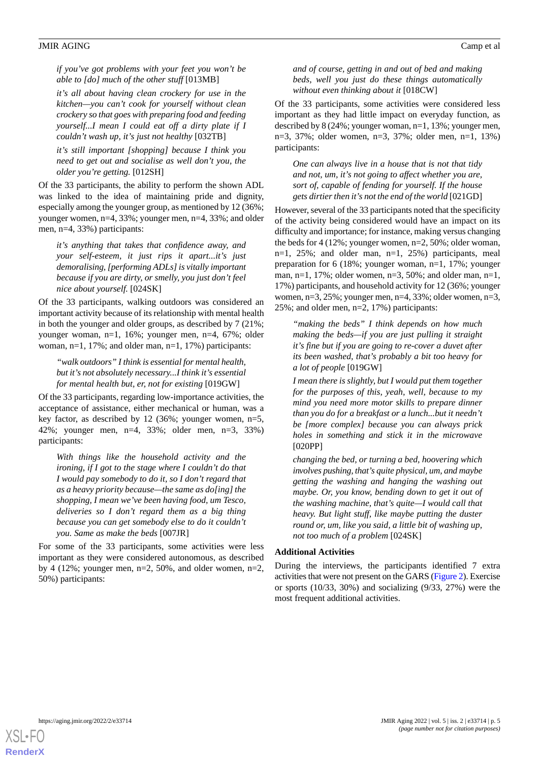*if you've got problems with your feet you won't be able to [do] much of the other stuff* [013MB]

*it's all about having clean crockery for use in the kitchen—you can't cook for yourself without clean crockery so that goes with preparing food and feeding yourself...I mean I could eat off a dirty plate if I couldn't wash up, it's just not healthy* [032TB]

*it's still important [shopping] because I think you need to get out and socialise as well don't you, the older you're getting.* [012SH]

Of the 33 participants, the ability to perform the shown ADL was linked to the idea of maintaining pride and dignity, especially among the younger group, as mentioned by 12 (36%; younger women, n=4, 33%; younger men, n=4, 33%; and older men, n=4, 33%) participants:

*it's anything that takes that confidence away, and your self-esteem, it just rips it apart...it's just demoralising, [performing ADLs] is vitally important because if you are dirty, or smelly, you just don't feel nice about yourself.* [024SK]

Of the 33 participants, walking outdoors was considered an important activity because of its relationship with mental health in both the younger and older groups, as described by 7 (21%; younger woman, n=1, 16%; younger men, n=4, 67%; older woman, n=1, 17%; and older man, n=1, 17%) participants:

*"walk outdoors" I think is essential for mental health, but it's not absolutely necessary...I think it's essential for mental health but, er, not for existing* [019GW]

Of the 33 participants, regarding low-importance activities, the acceptance of assistance, either mechanical or human, was a key factor, as described by 12 (36%; younger women, n=5, 42%; younger men, n=4, 33%; older men, n=3, 33%) participants:

*With things like the household activity and the ironing, if I got to the stage where I couldn't do that I would pay somebody to do it, so I don't regard that as a heavy priority because—the same as do[ing] the shopping, I mean we've been having food, um Tesco, deliveries so I don't regard them as a big thing because you can get somebody else to do it couldn't you. Same as make the beds* [007JR]

For some of the 33 participants, some activities were less important as they were considered autonomous, as described by 4 (12%; younger men, n=2, 50%, and older women, n=2, 50%) participants:

*and of course, getting in and out of bed and making beds, well you just do these things automatically without even thinking about it* [018CW]

Of the 33 participants, some activities were considered less important as they had little impact on everyday function, as described by 8 (24%; younger woman, n=1, 13%; younger men, n=3, 37%; older women, n=3, 37%; older men, n=1, 13%) participants:

*One can always live in a house that is not that tidy and not, um, it's not going to affect whether you are, sort of, capable of fending for yourself. If the house gets dirtier then it's not the end of the world* [021GD]

However, several of the 33 participants noted that the specificity of the activity being considered would have an impact on its difficulty and importance; for instance, making versus changing the beds for 4 (12%; younger women, n=2, 50%; older woman, n=1, 25%; and older man, n=1, 25%) participants, meal preparation for 6 (18%; younger woman, n=1, 17%; younger man, n=1, 17%; older women, n=3, 50%; and older man, n=1, 17%) participants, and household activity for 12 (36%; younger women, n=3, 25%; younger men, n=4, 33%; older women, n=3, 25%; and older men, n=2, 17%) participants:

*"making the beds" I think depends on how much making the beds—if you are just pulling it straight it's fine but if you are going to re-cover a duvet after its been washed, that's probably a bit too heavy for a lot of people* [019GW]

*I mean there is slightly, but I would put them together for the purposes of this, yeah, well, because to my mind you need more motor skills to prepare dinner than you do for a breakfast or a lunch...but it needn't be [more complex] because you can always prick holes in something and stick it in the microwave* [020PP]

*changing the bed, or turning a bed, hoovering which involves pushing, that's quite physical, um, and maybe getting the washing and hanging the washing out maybe. Or, you know, bending down to get it out of the washing machine, that's quite—I would call that heavy. But light stuff, like maybe putting the duster round or, um, like you said, a little bit of washing up, not too much of a problem* [024SK]

### Additional Activities

During the interviews, the participants identified 7 extra activities that were not present on the GARS (Figure 2). Exercise or sports (10/33, 30%) and socializing (9/33, 27%) were the most frequent additional activities.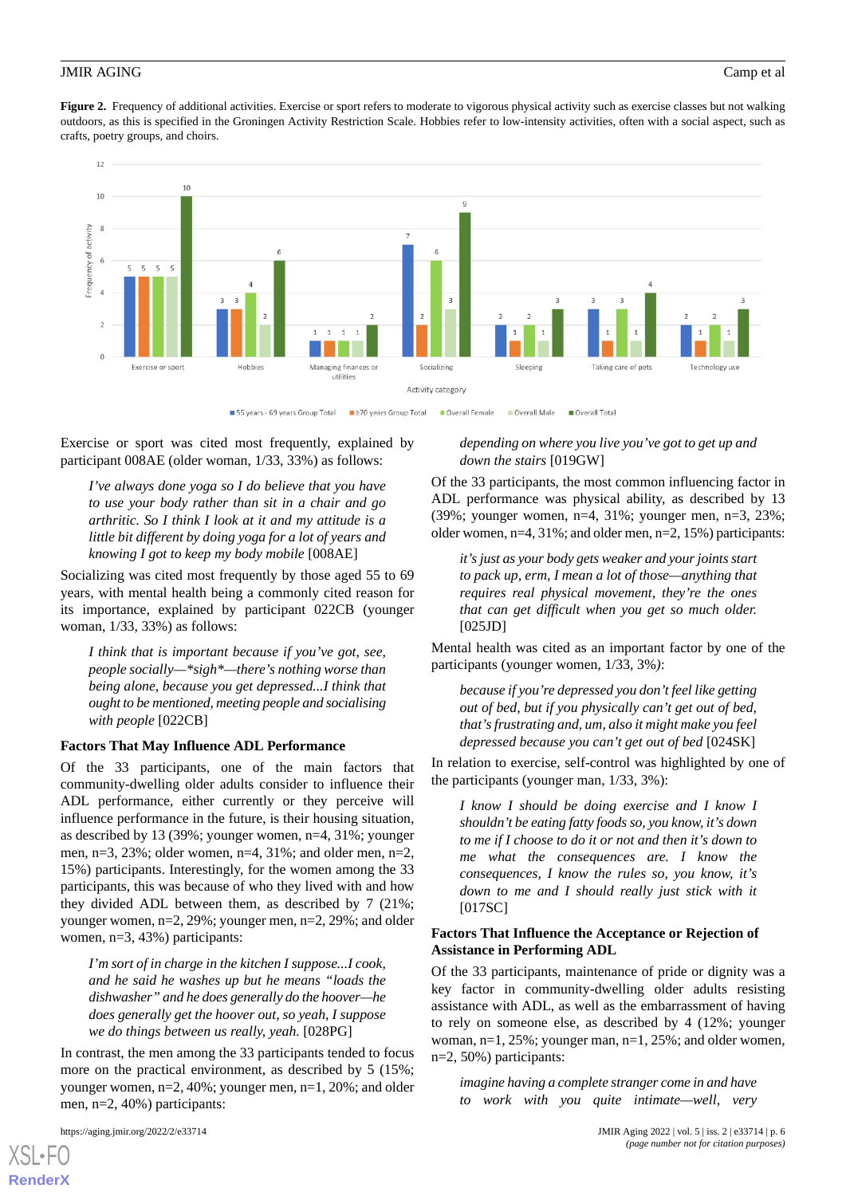**Figure 2.** Frequency of additional activities. Exercise or sport refers to moderate to vigorous physical activity such as exercise classes but not walking outdoors, as this is specified in the Groningen Activity Restriction Scale. Hobbies refer to low-intensity activities, often with a social aspect, such as crafts, poetry groups, and choirs.

Exercise or sport was cited most frequently, explained by participant 008AE (older woman, 1/33, 33%) as follows:

> *I've always done yoga so I do believe that you have to use your body rather than sit in a chair and go arthritic. So I think I look at it and my attitude is a little bit different by doing yoga for a lot of years and knowing I got to keep my body mobile* [008AE]

Socializing was cited most frequently by those aged 55 to 69 years, with mental health being a commonly cited reason for its importance, explained by participant 022CB (younger woman, 1/33, 33%) as follows:

> *I think that is important because if you've got, see, people socially—\*sigh\*—there's nothing worse than being alone, because you get depressed...I think that ought to be mentioned, meeting people and socialising with people* [022CB]

### Factors That May Influence ADL Performance

Of the 33 participants, one of the main factors that community-dwelling older adults consider to influence their ADL performance, either currently or they perceive will influence performance in the future, is their housing situation, as described by 13 (39%; younger women, n=4, 31%; younger men, n=3, 23%; older women, n=4, 31%; and older men, n=2, 15%) participants. Interestingly, for the women among the 33 participants, this was because of who they lived with and how they divided ADL between them, as described by 7 (21%; younger women, n=2, 29%; younger men, n=2, 29%; and older women, n=3, 43%) participants:

> *I'm sort of in charge in the kitchen I suppose...I cook, and he said he washes up but he means "loads the dishwasher" and he does generally do the hoover—he does generally get the hoover out, so yeah, I suppose we do things between us really, yeah.* [028PG]

In contrast, the men among the 33 participants tended to focus more on the practical environment, as described by 5 (15%; younger women, n=2, 40%; younger men, n=1, 20%; and older men, n=2, 40%) participants:

> *depending on where you live you've got to get up and down the stairs* [019GW]

Of the 33 participants, the most common influencing factor in ADL performance was physical ability, as described by 13 (39%; younger women, n=4, 31%; younger men, n=3, 23%; older women, n=4, 31%; and older men, n=2, 15%) participants:

> *it's just as your body gets weaker and your joints start to pack up, erm, I mean a lot of those—anything that requires real physical movement, they're the ones that can get difficult when you get so much older.* [025JD]

Mental health was cited as an important factor by one of the participants (younger women, 1/33, 3%):

> *because if you're depressed you don't feel like getting out of bed, but if you physically can't get out of bed, that's frustrating and, um, also it might make you feel depressed because you can't get out of bed* [024SK]

In relation to exercise, self-control was highlighted by one of the participants (younger man, 1/33, 3%):

> *I know I should be doing exercise and I know I shouldn't be eating fatty foods so, you know, it's down to me if I choose to do it or not and then it's down to me what the consequences are. I know the consequences, I know the rules so, you know, it's down to me and I should really just stick with it* [017SC]

### Factors That Influence the Acceptance or Rejection of Assistance in Performing ADL

Of the 33 participants, maintenance of pride or dignity was a key factor in community-dwelling older adults resisting assistance with ADL, as well as the embarrassment of having to rely on someone else, as described by 4 (12%; younger woman, n=1, 25%; younger man, n=1, 25%; and older women, n=2, 50%) participants:

> *imagine having a complete stranger come in and have to work with you quite intimate—well, very*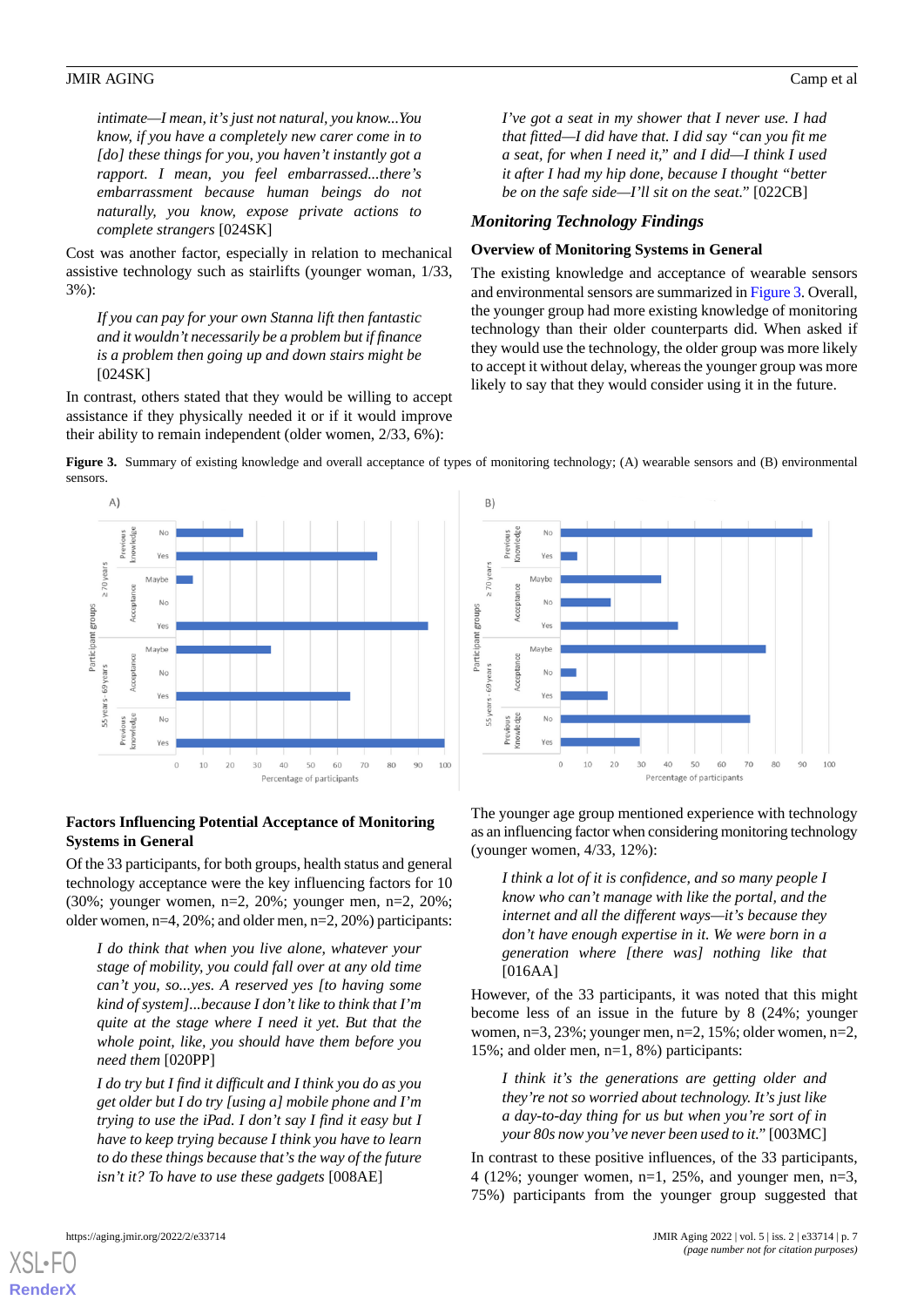intimate—I mean, it's just not natural, you know...You know, if you have a completely new carer come in to [do] these things for you, you haven't instantly got a rapport. I mean, you feel embarrassed...there's embarrassment because human beings do not naturally, you know, expose private actions to complete strangers [024SK]

Cost was another factor, especially in relation to mechanical assistive technology such as stairlifts (younger woman, 1/33, 3%):

> *If you can pay for your own Stanna lift then fantastic and it wouldn't necessarily be a problem but if finance is a problem then going up and down stairs might be* [024SK]

In contrast, others stated that they would be willing to accept assistance if they physically needed it or if it would improve their ability to remain independent (older women, 2/33, 6%):

> *I've got a seat in my shower that I never use. I had that fitted—I did have that. I did say "can you fit me a seat, for when I need it," and I did—I think I used it after I had my hip done, because I thought "better be on the safe side—I'll sit on the seat."* [022CB]

## Monitoring Technology Findings

### Overview of Monitoring Systems in General

The existing knowledge and acceptance of wearable sensors and environmental sensors are summarized in Figure 3. Overall, the younger group had more existing knowledge of monitoring technology than their older counterparts did. When asked if they would use the technology, the older group was more likely to accept it without delay, whereas the younger group was more likely to say that they would consider using it in the future.

**Figure 3.** Summary of existing knowledge and overall acceptance of types of monitoring technology; (A) wearable sensors and (B) environmental sensors.

### Factors Influencing Potential Acceptance of Monitoring Systems in General

Of the 33 participants, for both groups, health status and general technology acceptance were the key influencing factors for 10 (30%; younger women, n=2, 20%; younger men, n=2, 20%; older women, n=4, 20%; and older men, n=2, 20%) participants:

> *I do think that when you live alone, whatever your stage of mobility, you could fall over at any old time can't you, so...yes. A reserved yes [to having some kind of system]...because I don't like to think that I'm quite at the stage where I need it yet. But that the whole point, like, you should have them before you need them* [020PP]

> *I do try but I find it difficult and I think you do as you get older but I do try [using a] mobile phone and I'm trying to use the iPad. I don't say I find it easy but I have to keep trying because I think you have to learn to do these things because that's the way of the future isn't it? To have to use these gadgets* [008AE]

The younger age group mentioned experience with technology as an influencing factor when considering monitoring technology (younger women, 4/33, 12%):

> *I think a lot of it is confidence, and so many people I know who can't manage with like the portal, and the internet and all the different ways—it's because they don't have enough expertise in it. We were born in a generation where [there was] nothing like that* [016AA]

However, of the 33 participants, it was noted that this might become less of an issue in the future by 8 (24%; younger women, n=3, 23%; younger men, n=2, 15%; older women, n=2, 15%; and older men, n=1, 8%) participants:

> *I think it's the generations are getting older and they're not so worried about technology. It's just like a day-to-day thing for us but when you're sort of in your 80s now you've never been used to it."* [003MC]

In contrast to these positive influences, of the 33 participants, 4 (12%; younger women, n=1, 25%, and younger men, n=3, 75%) participants from the younger group suggested that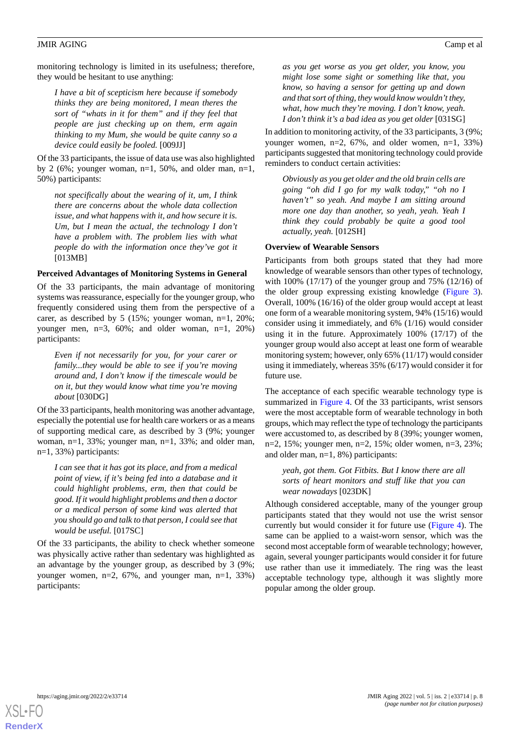monitoring technology is limited in its usefulness; therefore, they would be hesitant to use anything:

> *I have a bit of scepticism here because if somebody thinks they are being monitored, I mean theres the sort of "whats in it for them" and if they feel that people are just checking up on them, erm again thinking to my Mum, she would be quite canny so a device could easily be fooled.* [009JJ]

Of the 33 participants, the issue of data use was also highlighted by 2 (6%; younger woman, n=1, 50%, and older man, n=1, 50%) participants:

> *not specifically about the wearing of it, um, I think there are concerns about the whole data collection issue, and what happens with it, and how secure it is. Um, but I mean the actual, the technology I don't have a problem with. The problem lies with what people do with the information once they've got it* [013MB]

#### Perceived Advantages of Monitoring Systems in General

Of the 33 participants, the main advantage of monitoring systems was reassurance, especially for the younger group, who frequently considered using them from the perspective of a carer, as described by 5 (15%; younger woman, n=1, 20%; younger men, n=3, 60%; and older woman, n=1, 20%) participants:

> *Even if not necessarily for you, for your carer or family...they would be able to see if you're moving around and, I don't know if the timescale would be on it, but they would know what time you're moving about* [030DG]

Of the 33 participants, health monitoring was another advantage, especially the potential use for health care workers or as a means of supporting medical care, as described by 3 (9%; younger woman, n=1, 33%; younger man, n=1, 33%; and older man, n=1, 33%) participants:

> *I can see that it has got its place, and from a medical point of view, if it's being fed into a database and it could highlight problems, erm, then that could be good. If it would highlight problems and then a doctor or a medical person of some kind was alerted that you should go and talk to that person, I could see that would be useful.* [017SC]

Of the 33 participants, the ability to check whether someone was physically active rather than sedentary was highlighted as an advantage by the younger group, as described by 3 (9%; younger women, n=2, 67%, and younger man, n=1, 33%) participants:

> *as you get worse as you get older, you know, you might lose some sight or something like that, you know, so having a sensor for getting up and down and that sort of thing, they would know wouldn't they, what, how much they're moving. I don't know, yeah. I don't think it's a bad idea as you get older* [031SG]

In addition to monitoring activity, of the 33 participants, 3 (9%; younger women, n=2, 67%, and older women, n=1, 33%) participants suggested that monitoring technology could provide reminders to conduct certain activities:

> *Obviously as you get older and the old brain cells are going "oh did I go for my walk today," "oh no I haven't" so yeah. And maybe I am sitting around more one day than another, so yeah, yeah. Yeah I think they could probably be quite a good tool actually, yeah.* [012SH]

#### Overview of Wearable Sensors

Participants from both groups stated that they had more knowledge of wearable sensors than other types of technology, with 100% (17/17) of the younger group and 75% (12/16) of the older group expressing existing knowledge (Figure 3). Overall, 100% (16/16) of the older group would accept at least one form of a wearable monitoring system, 94% (15/16) would consider using it immediately, and 6% (1/16) would consider using it in the future. Approximately 100% (17/17) of the younger group would also accept at least one form of wearable monitoring system; however, only 65% (11/17) would consider using it immediately, whereas 35% (6/17) would consider it for future use.

The acceptance of each specific wearable technology type is summarized in Figure 4. Of the 33 participants, wrist sensors were the most acceptable form of wearable technology in both groups, which may reflect the type of technology the participants were accustomed to, as described by 8 (39%; younger women, n=2, 15%; younger men, n=2, 15%; older women, n=3, 23%; and older man, n=1, 8%) participants:

> *yeah, got them. Got Fitbits. But I know there are all sorts of heart monitors and stuff like that you can wear nowadays* [023DK]

Although considered acceptable, many of the younger group participants stated that they would not use the wrist sensor currently but would consider it for future use (Figure 4). The same can be applied to a waist-worn sensor, which was the second most acceptable form of wearable technology; however, again, several younger participants would consider it for future use rather than use it immediately. The ring was the least acceptable technology type, although it was slightly more popular among the older group.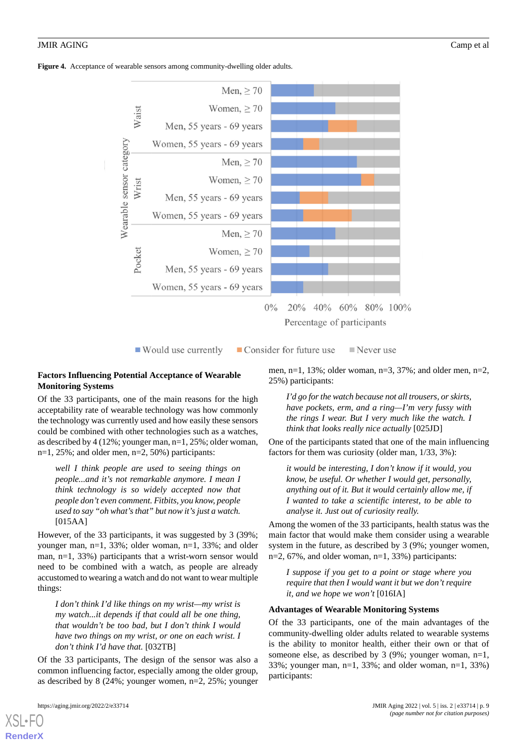**Figure 4.** Acceptance of wearable sensors among community-dwelling older adults.

## Factors Influencing Potential Acceptance of Wearable Monitoring Systems

Of the 33 participants, one of the main reasons for the high acceptability rate of wearable technology was how commonly the technology was currently used and how easily these sensors could be combined with other technologies such as a watches, as described by 4 (12%; younger man, n=1, 25%; older woman, n=1, 25%; and older men, n=2, 50%) participants:

> *well I think people are used to seeing things on people...and it's not remarkable anymore. I mean I think technology is so widely accepted now that people don't even comment. Fitbits, you know, people used to say "oh what's that" but now it's just a watch.* [015AA]

However, of the 33 participants, it was suggested by 3 (39%; younger man, n=1, 33%; older woman, n=1, 33%; and older man, n=1, 33%) participants that a wrist-worn sensor would need to be combined with a watch, as people are already accustomed to wearing a watch and do not want to wear multiple things:

> *I don't think I'd like things on my wrist—my wrist is my watch...it depends if that could all be one thing, that wouldn't be too bad, but I don't think I would have two things on my wrist, or one on each wrist. I don't think I'd have that.* [032TB]

Of the 33 participants, The design of the sensor was also a common influencing factor, especially among the older group, as described by 8 (24%; younger women, n=2, 25%; younger men, n=1, 13%; older woman, n=3, 37%; and older men, n=2, 25%) participants:

> *I'd go for the watch because not all trousers, or skirts, have pockets, erm, and a ring—I'm very fussy with the rings I wear. But I very much like the watch. I think that looks really nice actually* [025JD]

One of the participants stated that one of the main influencing factors for them was curiosity (older man, 1/33, 3%):

> *it would be interesting, I don't know if it would, you know, be useful. Or whether I would get, personally, anything out of it. But it would certainly allow me, if I wanted to take a scientific interest, to be able to analyse it. Just out of curiosity really.*

Among the women of the 33 participants, health status was the main factor that would make them consider using a wearable system in the future, as described by 3 (9%; younger women, n=2, 67%, and older woman, n=1, 33%) participants:

> *I suppose if you get to a point or stage where you require that then I would want it but we don't require it, and we hope we won't* [016IA]

## Advantages of Wearable Monitoring Systems

Of the 33 participants, one of the main advantages of the community-dwelling older adults related to wearable systems is the ability to monitor health, either their own or that of someone else, as described by 3 (9%; younger woman, n=1, 33%; younger man, n=1, 33%; and older woman, n=1, 33%) participants: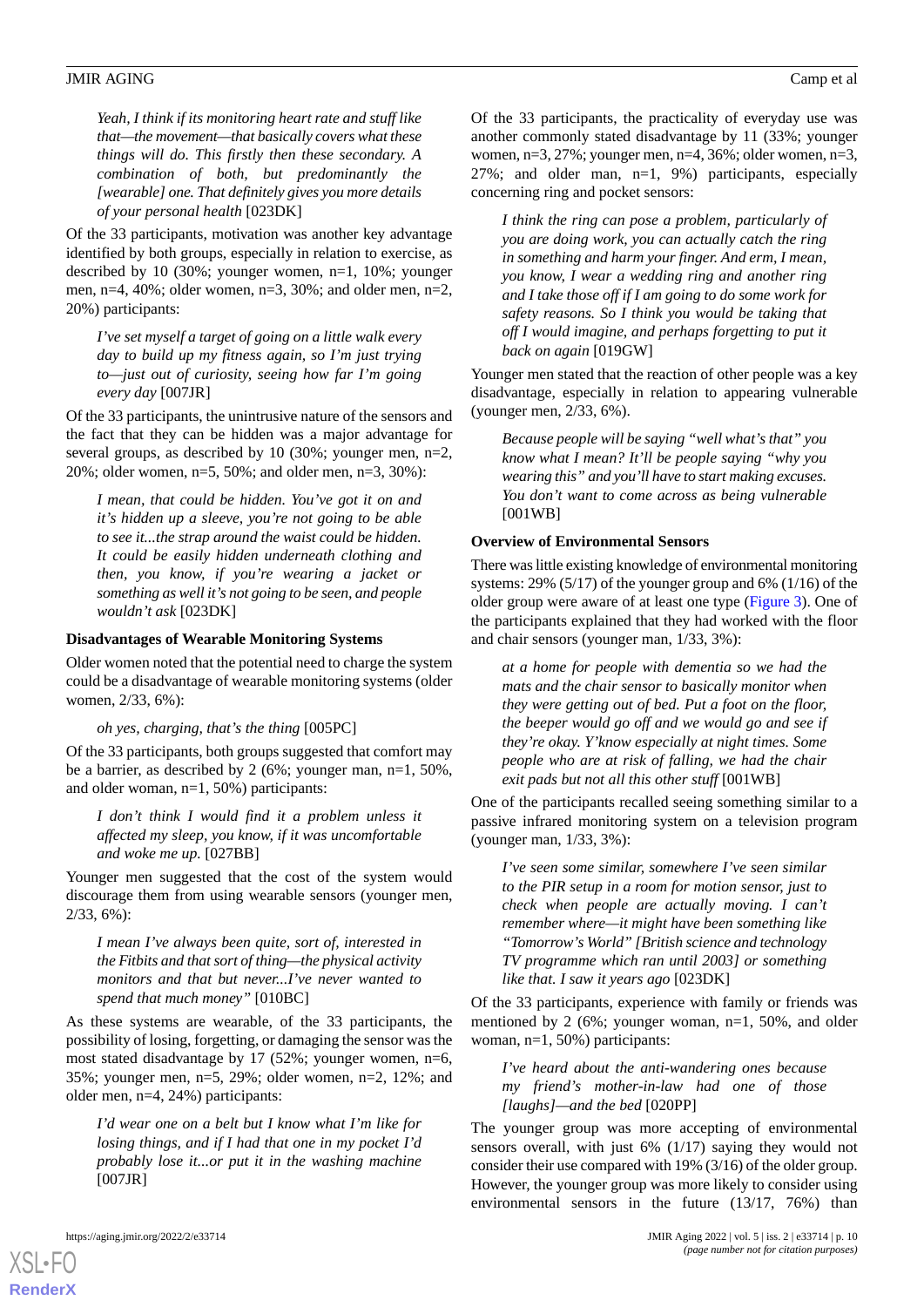*Yeah, I think if its monitoring heart rate and stuff like that—the movement—that basically covers what these things will do. This firstly then these secondary. A combination of both, but predominantly the [wearable] one. That definitely gives you more details of your personal health* [023DK]

Of the 33 participants, motivation was another key advantage identified by both groups, especially in relation to exercise, as described by 10 (30%; younger women, n=1, 10%; younger men, n=4, 40%; older women, n=3, 30%; and older men, n=2, 20%) participants:

> *I've set myself a target of going on a little walk every day to build up my fitness again, so I'm just trying to—just out of curiosity, seeing how far I'm going every day* [007JR]

Of the 33 participants, the unintrusive nature of the sensors and the fact that they can be hidden was a major advantage for several groups, as described by 10 (30%; younger men, n=2, 20%; older women, n=5, 50%; and older men, n=3, 30%):

> *I mean, that could be hidden. You've got it on and it's hidden up a sleeve, you're not going to be able to see it...the strap around the waist could be hidden. It could be easily hidden underneath clothing and then, you know, if you're wearing a jacket or something as well it's not going to be seen, and people wouldn't ask* [023DK]

### Disadvantages of Wearable Monitoring Systems

Older women noted that the potential need to charge the system could be a disadvantage of wearable monitoring systems (older women, 2/33, 6%):

> *oh yes, charging, that's the thing* [005PC]

Of the 33 participants, both groups suggested that comfort may be a barrier, as described by 2 (6%; younger man, n=1, 50%, and older woman, n=1, 50%) participants:

> *I don't think I would find it a problem unless it affected my sleep, you know, if it was uncomfortable and woke me up.* [027BB]

Younger men suggested that the cost of the system would discourage them from using wearable sensors (younger men, 2/33, 6%):

> *I mean I've always been quite, sort of, interested in the Fitbits and that sort of thing—the physical activity monitors and that but never...I've never wanted to spend that much money"* [010BC]

As these systems are wearable, of the 33 participants, the possibility of losing, forgetting, or damaging the sensor was the most stated disadvantage by 17 (52%; younger women, n=6, 35%; younger men, n=5, 29%; older women, n=2, 12%; and older men, n=4, 24%) participants:

> *I'd wear one on a belt but I know what I'm like for losing things, and if I had that one in my pocket I'd probably lose it...or put it in the washing machine* [007JR]

Of the 33 participants, the practicality of everyday use was another commonly stated disadvantage by 11 (33%; younger women, n=3, 27%; younger men, n=4, 36%; older women, n=3, 27%; and older man, n=1, 9%) participants, especially concerning ring and pocket sensors:

> *I think the ring can pose a problem, particularly of you are doing work, you can actually catch the ring in something and harm your finger. And erm, I mean, you know, I wear a wedding ring and another ring and I take those off if I am going to do some work for safety reasons. So I think you would be taking that off I would imagine, and perhaps forgetting to put it back on again* [019GW]

Younger men stated that the reaction of other people was a key disadvantage, especially in relation to appearing vulnerable (younger men, 2/33, 6%).

> *Because people will be saying "well what's that" you know what I mean? It'll be people saying "why you wearing this" and you'll have to start making excuses. You don't want to come across as being vulnerable* [001WB]

### Overview of Environmental Sensors

There was little existing knowledge of environmental monitoring systems: 29% (5/17) of the younger group and 6% (1/16) of the older group were aware of at least one type (Figure 3). One of the participants explained that they had worked with the floor and chair sensors (younger man, 1/33, 3%):

> *at a home for people with dementia so we had the mats and the chair sensor to basically monitor when they were getting out of bed. Put a foot on the floor, the beeper would go off and we would go and see if they're okay. Y'know especially at night times. Some people who are at risk of falling, we had the chair exit pads but not all this other stuff* [001WB]

One of the participants recalled seeing something similar to a passive infrared monitoring system on a television program (younger man, 1/33, 3%):

> *I've seen some similar, somewhere I've seen similar to the PIR setup in a room for motion sensor, just to check when people are actually moving. I can't remember where—it might have been something like "Tomorrow's World" [British science and technology TV programme which ran until 2003] or something like that. I saw it years ago* [023DK]

Of the 33 participants, experience with family or friends was mentioned by 2 (6%; younger woman, n=1, 50%, and older woman, n=1, 50%) participants:

> *I've heard about the anti-wandering ones because my friend's mother-in-law had one of those [laughs]—and the bed* [020PP]

The younger group was more accepting of environmental sensors overall, with just 6% (1/17) saying they would not consider their use compared with 19% (3/16) of the older group. However, the younger group was more likely to consider using environmental sensors in the future (13/17, 76%) than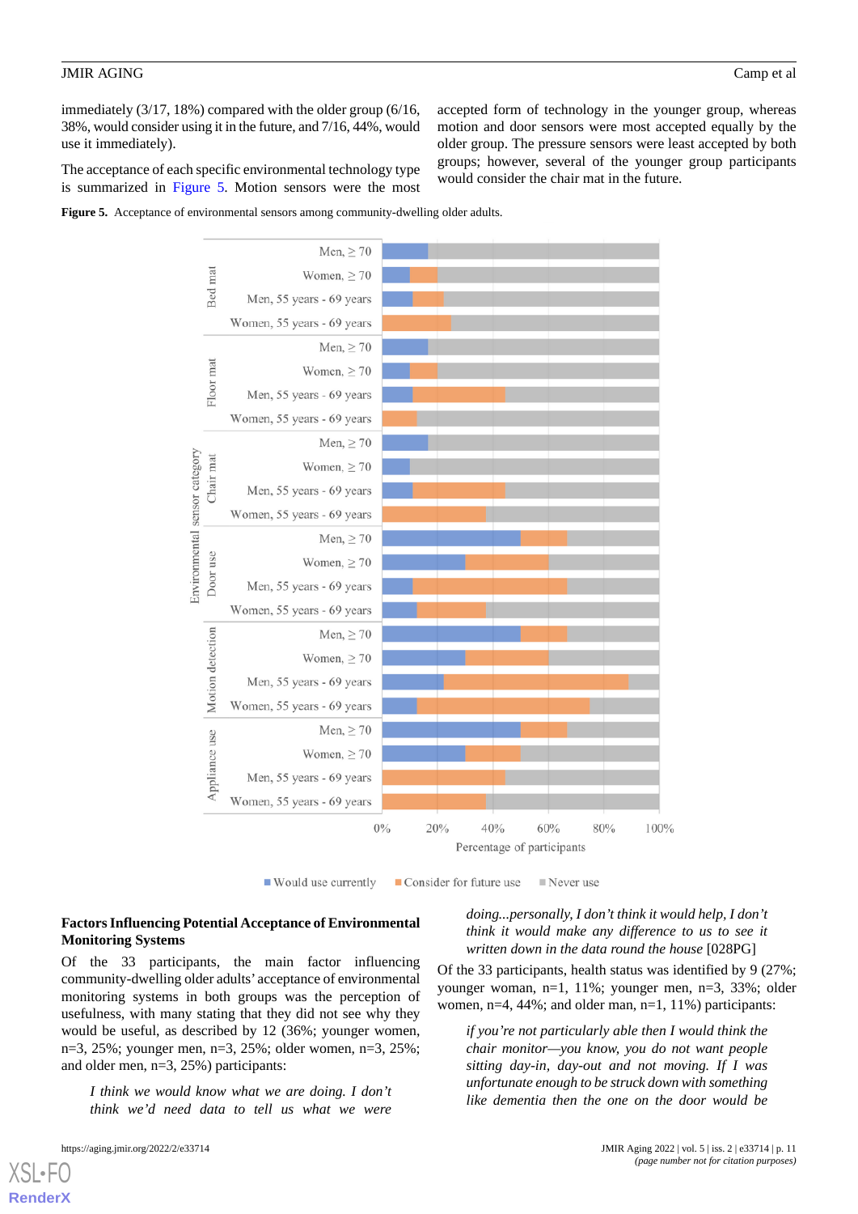immediately (3/17, 18%) compared with the older group (6/16, 38%, would consider using it in the future, and 7/16, 44%, would use it immediately).

The acceptance of each specific environmental technology type is summarized in Figure 5. Motion sensors were the most accepted form of technology in the younger group, whereas motion and door sensors were most accepted equally by the older group. The pressure sensors were least accepted by both groups; however, several of the younger group participants would consider the chair mat in the future.

**Figure 5.** Acceptance of environmental sensors among community-dwelling older adults.

## Factors Influencing Potential Acceptance of Environmental Monitoring Systems

Of the 33 participants, the main factor influencing community-dwelling older adults' acceptance of environmental monitoring systems in both groups was the perception of usefulness, with many stating that they did not see why they would be useful, as described by 12 (36%; younger women, n=3, 25%; younger men, n=3, 25%; older women, n=3, 25%; and older men, n=3, 25%) participants:

> *I think we would know what we are doing. I don't think we'd need data to tell us what we were doing...personally, I don't think it would help, I don't think it would make any difference to us to see it written down in the data round the house* [028PG]

Of the 33 participants, health status was identified by 9 (27%; younger woman, n=1, 11%; younger men, n=3, 33%; older women, n=4, 44%; and older man, n=1, 11%) participants:

> *if you're not particularly able then I would think the chair monitor—you know, you do not want people sitting day-in, day-out and not moving. If I was unfortunate enough to be struck down with something like dementia then the one on the door would be*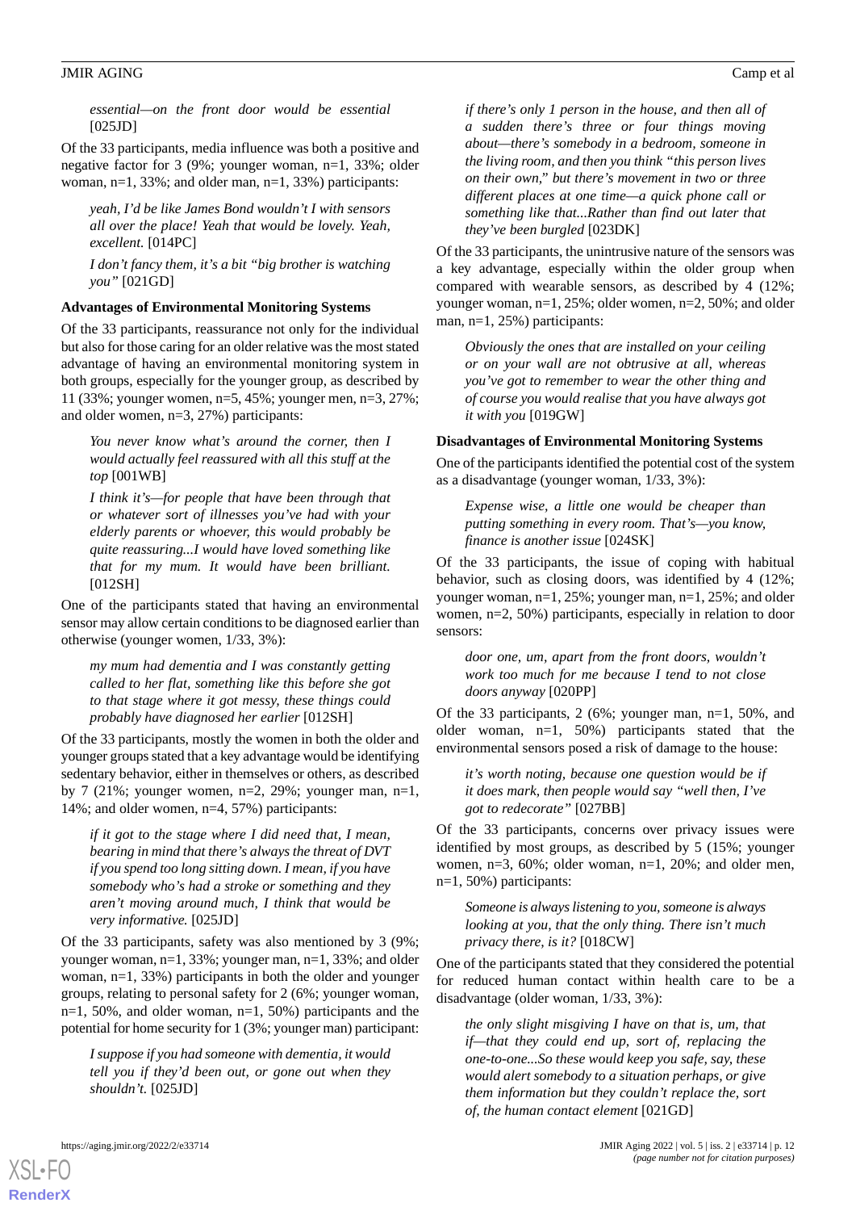*essential—on the front door would be essential* [025JD]

Of the 33 participants, media influence was both a positive and negative factor for 3 (9%; younger woman, n=1, 33%; older woman, n=1, 33%; and older man, n=1, 33%) participants:

> *yeah, I'd be like James Bond wouldn't I with sensors all over the place! Yeah that would be lovely. Yeah, excellent.* [014PC]

> *I don't fancy them, it's a bit "big brother is watching you"* [021GD]

### Advantages of Environmental Monitoring Systems

Of the 33 participants, reassurance not only for the individual but also for those caring for an older relative was the most stated advantage of having an environmental monitoring system in both groups, especially for the younger group, as described by 11 (33%; younger women, n=5, 45%; younger men, n=3, 27%; and older women, n=3, 27%) participants:

> *You never know what's around the corner, then I would actually feel reassured with all this stuff at the top* [001WB]

> *I think it's—for people that have been through that or whatever sort of illnesses you've had with your elderly parents or whoever, this would probably be quite reassuring...I would have loved something like that for my mum. It would have been brilliant.* [012SH]

One of the participants stated that having an environmental sensor may allow certain conditions to be diagnosed earlier than otherwise (younger women, 1/33, 3%):

> *my mum had dementia and I was constantly getting called to her flat, something like this before she got to that stage where it got messy, these things could probably have diagnosed her earlier* [012SH]

Of the 33 participants, mostly the women in both the older and younger groups stated that a key advantage would be identifying sedentary behavior, either in themselves or others, as described by 7 (21%; younger women, n=2, 29%; younger man, n=1, 14%; and older women, n=4, 57%) participants:

> *if it got to the stage where I did need that, I mean, bearing in mind that there's always the threat of DVT if you spend too long sitting down. I mean, if you have somebody who's had a stroke or something and they aren't moving around much, I think that would be very informative.* [025JD]

Of the 33 participants, safety was also mentioned by 3 (9%; younger woman, n=1, 33%; younger man, n=1, 33%; and older woman, n=1, 33%) participants in both the older and younger groups, relating to personal safety for 2 (6%; younger woman, n=1, 50%, and older woman, n=1, 50%) participants and the potential for home security for 1 (3%; younger man) participant:

> *I suppose if you had someone with dementia, it would tell you if they'd been out, or gone out when they shouldn't.* [025JD]

> *if there's only 1 person in the house, and then all of a sudden there's three or four things moving about—there's somebody in a bedroom, someone in the living room, and then you think "this person lives on their own," but there's movement in two or three different places at one time—a quick phone call or something like that...Rather than find out later that they've been burgled* [023DK]

Of the 33 participants, the unintrusive nature of the sensors was a key advantage, especially within the older group when compared with wearable sensors, as described by 4 (12%; younger woman, n=1, 25%; older women, n=2, 50%; and older man, n=1, 25%) participants:

> *Obviously the ones that are installed on your ceiling or on your wall are not obtrusive at all, whereas you've got to remember to wear the other thing and of course you would realise that you have always got it with you* [019GW]

### Disadvantages of Environmental Monitoring Systems

One of the participants identified the potential cost of the system as a disadvantage (younger woman, 1/33, 3%):

> *Expense wise, a little one would be cheaper than putting something in every room. That's—you know, finance is another issue* [024SK]

Of the 33 participants, the issue of coping with habitual behavior, such as closing doors, was identified by 4 (12%; younger woman, n=1, 25%; younger man, n=1, 25%; and older women, n=2, 50%) participants, especially in relation to door sensors:

> *door one, um, apart from the front doors, wouldn't work too much for me because I tend to not close doors anyway* [020PP]

Of the 33 participants, 2 (6%; younger man, n=1, 50%, and older woman, n=1, 50%) participants stated that the environmental sensors posed a risk of damage to the house:

> *it's worth noting, because one question would be if it does mark, then people would say "well then, I've got to redecorate"* [027BB]

Of the 33 participants, concerns over privacy issues were identified by most groups, as described by 5 (15%; younger women, n=3, 60%; older woman, n=1, 20%; and older men, n=1, 50%) participants:

> *Someone is always listening to you, someone is always looking at you, that the only thing. There isn't much privacy there, is it?* [018CW]

One of the participants stated that they considered the potential for reduced human contact within health care to be a disadvantage (older woman, 1/33, 3%):

> *the only slight misgiving I have on that is, um, that if—that they could end up, sort of, replacing the one-to-one...So these would keep you safe, say, these would alert somebody to a situation perhaps, or give them information but they couldn't replace the, sort of, the human contact element* [021GD]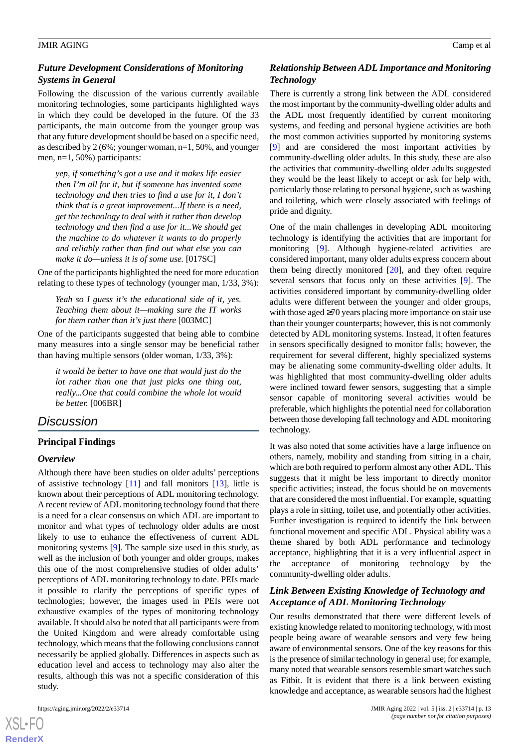### *Future Development Considerations of Monitoring Systems in General*

Following the discussion of the various currently available monitoring technologies, some participants highlighted ways in which they could be developed in the future. Of the 33 participants, the main outcome from the younger group was that any future development should be based on a specific need, as described by 2 (6%; younger woman, n=1, 50%, and younger men, n=1, 50%) participants:

> *yep, if something's got a use and it makes life easier then I'm all for it, but if someone has invented some technology and then tries to find a use for it, I don't think that is a great improvement...If there is a need, get the technology to deal with it rather than develop technology and then find a use for it...We should get the machine to do whatever it wants to do properly and reliably rather than find out what else you can make it do—unless it is of some use.* [017SC]

One of the participants highlighted the need for more education relating to these types of technology (younger man, 1/33, 3%):

> *Yeah so I guess it's the educational side of it, yes. Teaching them about it—making sure the IT works for them rather than it's just there* [003MC]

One of the participants suggested that being able to combine many measures into a single sensor may be beneficial rather than having multiple sensors (older woman, 1/33, 3%):

> *it would be better to have one that would just do the lot rather than one that just picks one thing out, really...One that could combine the whole lot would be better.* [006BR]

## Discussion

### Principal Findings

#### *Overview*

Although there have been studies on older adults' perceptions of assistive technology [11] and fall monitors [13], little is known about their perceptions of ADL monitoring technology. A recent review of ADL monitoring technology found that there is a need for a clear consensus on which ADL are important to monitor and what types of technology older adults are most likely to use to enhance the effectiveness of current ADL monitoring systems [9]. The sample size used in this study, as well as the inclusion of both younger and older groups, makes this one of the most comprehensive studies of older adults' perceptions of ADL monitoring technology to date. PEIs made it possible to clarify the perceptions of specific types of technologies; however, the images used in PEIs were not exhaustive examples of the types of monitoring technology available. It should also be noted that all participants were from the United Kingdom and were already comfortable using technology, which means that the following conclusions cannot necessarily be applied globally. Differences in aspects such as education level and access to technology may also alter the results, although this was not a specific consideration of this study.

#### *Relationship Between ADL Importance and Monitoring Technology*

There is currently a strong link between the ADL considered the most important by the community-dwelling older adults and the ADL most frequently identified by current monitoring systems, and feeding and personal hygiene activities are both the most common activities supported by monitoring systems [9] and are considered the most important activities by community-dwelling older adults. In this study, these are also the activities that community-dwelling older adults suggested they would be the least likely to accept or ask for help with, particularly those relating to personal hygiene, such as washing and toileting, which were closely associated with feelings of pride and dignity.

One of the main challenges in developing ADL monitoring technology is identifying the activities that are important for monitoring [9]. Although hygiene-related activities are considered important, many older adults express concern about them being directly monitored [20], and they often require several sensors that focus only on these activities [9]. The activities considered important by community-dwelling older adults were different between the younger and older groups, with those aged ≥70 years placing more importance on stair use than their younger counterparts; however, this is not commonly detected by ADL monitoring systems. Instead, it often features in sensors specifically designed to monitor falls; however, the requirement for several different, highly specialized systems may be alienating some community-dwelling older adults. It was highlighted that most community-dwelling older adults were inclined toward fewer sensors, suggesting that a simple sensor capable of monitoring several activities would be preferable, which highlights the potential need for collaboration between those developing fall technology and ADL monitoring technology.

It was also noted that some activities have a large influence on others, namely, mobility and standing from sitting in a chair, which are both required to perform almost any other ADL. This suggests that it might be less important to directly monitor specific activities; instead, the focus should be on movements that are considered the most influential. For example, squatting plays a role in sitting, toilet use, and potentially other activities. Further investigation is required to identify the link between functional movement and specific ADL. Physical ability was a theme shared by both ADL performance and technology acceptance, highlighting that it is a very influential aspect in the acceptance of monitoring technology by the community-dwelling older adults.

#### *Link Between Existing Knowledge of Technology and Acceptance of ADL Monitoring Technology*

Our results demonstrated that there were different levels of existing knowledge related to monitoring technology, with most people being aware of wearable sensors and very few being aware of environmental sensors. One of the key reasons for this is the presence of similar technology in general use; for example, many noted that wearable sensors resemble smart watches such as Fitbit. It is evident that there is a link between existing knowledge and acceptance, as wearable sensors had the highest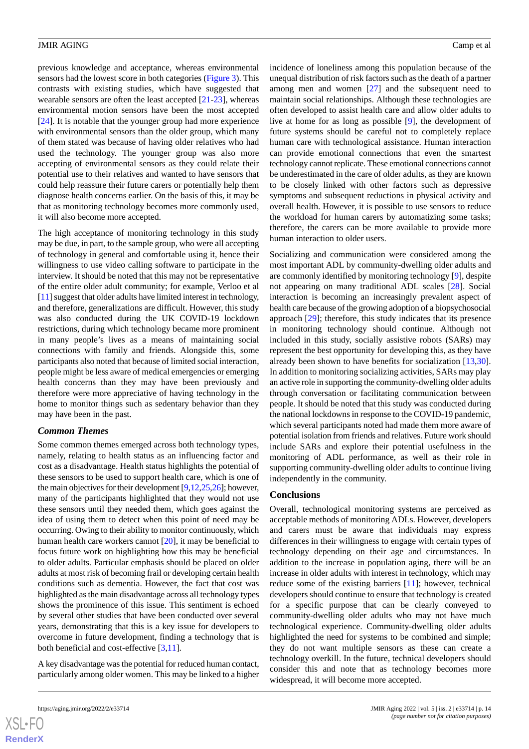previous knowledge and acceptance, whereas environmental sensors had the lowest score in both categories (Figure 3). This contrasts with existing studies, which have suggested that wearable sensors are often the least accepted [21-23], whereas environmental motion sensors have been the most accepted [24]. It is notable that the younger group had more experience with environmental sensors than the older group, which many of them stated was because of having older relatives who had used the technology. The younger group was also more accepting of environmental sensors as they could relate their potential use to their relatives and wanted to have sensors that could help reassure their future carers or potentially help them diagnose health concerns earlier. On the basis of this, it may be that as monitoring technology becomes more commonly used, it will also become more accepted.

The high acceptance of monitoring technology in this study may be due, in part, to the sample group, who were all accepting of technology in general and comfortable using it, hence their willingness to use video calling software to participate in the interview. It should be noted that this may not be representative of the entire older adult community; for example, Verloo et al [11] suggest that older adults have limited interest in technology, and therefore, generalizations are difficult. However, this study was also conducted during the UK COVID-19 lockdown restrictions, during which technology became more prominent in many people's lives as a means of maintaining social connections with family and friends. Alongside this, some participants also noted that because of limited social interaction, people might be less aware of medical emergencies or emerging health concerns than they may have been previously and therefore were more appreciative of having technology in the home to monitor things such as sedentary behavior than they may have been in the past.

### Common Themes

Some common themes emerged across both technology types, namely, relating to health status as an influencing factor and cost as a disadvantage. Health status highlights the potential of these sensors to be used to support health care, which is one of the main objectives for their development [9,12,25,26]; however, many of the participants highlighted that they would not use these sensors until they needed them, which goes against the idea of using them to detect when this point of need may be occurring. Owing to their ability to monitor continuously, which human health care workers cannot [20], it may be beneficial to focus future work on highlighting how this may be beneficial to older adults. Particular emphasis should be placed on older adults at most risk of becoming frail or developing certain health conditions such as dementia. However, the fact that cost was highlighted as the main disadvantage across all technology types shows the prominence of this issue. This sentiment is echoed by several other studies that have been conducted over several years, demonstrating that this is a key issue for developers to overcome in future development, finding a technology that is both beneficial and cost-effective [3,11].

A key disadvantage was the potential for reduced human contact, particularly among older women. This may be linked to a higher incidence of loneliness among this population because of the unequal distribution of risk factors such as the death of a partner among men and women [27] and the subsequent need to maintain social relationships. Although these technologies are often developed to assist health care and allow older adults to live at home for as long as possible [9], the development of future systems should be careful not to completely replace human care with technological assistance. Human interaction can provide emotional connections that even the smartest technology cannot replicate. These emotional connections cannot be underestimated in the care of older adults, as they are known to be closely linked with other factors such as depressive symptoms and subsequent reductions in physical activity and overall health. However, it is possible to use sensors to reduce the workload for human carers by automatizing some tasks; therefore, the carers can be more available to provide more human interaction to older users.

Socializing and communication were considered among the most important ADL by community-dwelling older adults and are commonly identified by monitoring technology [9], despite not appearing on many traditional ADL scales [28]. Social interaction is becoming an increasingly prevalent aspect of health care because of the growing adoption of a biopsychosocial approach [29]; therefore, this study indicates that its presence in monitoring technology should continue. Although not included in this study, socially assistive robots (SARs) may represent the best opportunity for developing this, as they have already been shown to have benefits for socialization [13,30]. In addition to monitoring socializing activities, SARs may play an active role in supporting the community-dwelling older adults through conversation or facilitating communication between people. It should be noted that this study was conducted during the national lockdowns in response to the COVID-19 pandemic, which several participants noted had made them more aware of potential isolation from friends and relatives. Future work should include SARs and explore their potential usefulness in the monitoring of ADL performance, as well as their role in supporting community-dwelling older adults to continue living independently in the community.

### Conclusions

Overall, technological monitoring systems are perceived as acceptable methods of monitoring ADLs. However, developers and carers must be aware that individuals may express differences in their willingness to engage with certain types of technology depending on their age and circumstances. In addition to the increase in population aging, there will be an increase in older adults with interest in technology, which may reduce some of the existing barriers [11]; however, technical developers should continue to ensure that technology is created for a specific purpose that can be clearly conveyed to community-dwelling older adults who may not have much technological experience. Community-dwelling older adults highlighted the need for systems to be combined and simple; they do not want multiple sensors as these can create a technology overkill. In the future, technical developers should consider this and note that as technology becomes more widespread, it will become more accepted.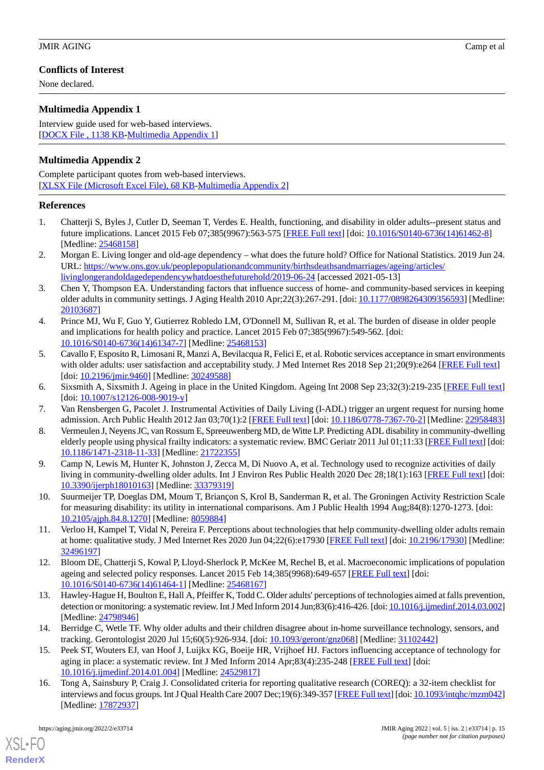## Conflicts of Interest

None declared.

## Multimedia Appendix 1

Interview guide used for web-based interviews.

[DOCX File , 1138 KB-Multimedia Appendix 1]

## Multimedia Appendix 2

Complete participant quotes from web-based interviews.

[XLSX File (Microsoft Excel File), 68 KB-Multimedia Appendix 2]

## References

1. Chatterji S, Byles J, Cutler D, Seeman T, Verdes E. Health, functioning, and disability in older adults--present status and future implications. Lancet 2015 Feb 07;385(9967):563-575 [FREE Full text] [doi: 10.1016/S0140-6736(14)61462-8] [Medline: 25468158]
2. Morgan E. Living longer and old-age dependency – what does the future hold? Office for National Statistics. 2019 Jun 24. URL: https://www.ons.gov.uk/peoplepopulationandcommunity/birthsdeathsandmarriages/ageing/articles/livinglongerandoldagedependencywhatdoesthefuturehold/2019-06-24 [accessed 2021-05-13]
3. Chen Y, Thompson EA. Understanding factors that influence success of home- and community-based services in keeping older adults in community settings. J Aging Health 2010 Apr;22(3):267-291. [doi: 10.1177/0898264309356593] [Medline: 20103687]
4. Prince MJ, Wu F, Guo Y, Gutierrez Robledo LM, O'Donnell M, Sullivan R, et al. The burden of disease in older people and implications for health policy and practice. Lancet 2015 Feb 07;385(9967):549-562. [doi: 10.1016/S0140-6736(14)61347-7] [Medline: 25468153]
5. Cavallo F, Esposito R, Limosani R, Manzi A, Bevilacqua R, Felici E, et al. Robotic services acceptance in smart environments with older adults: user satisfaction and acceptability study. J Med Internet Res 2018 Sep 21;20(9):e264 [FREE Full text] [doi: 10.2196/jmir.9460] [Medline: 30249588]
6. Sixsmith A, Sixsmith J. Ageing in place in the United Kingdom. Ageing Int 2008 Sep 23;32(3):219-235 [FREE Full text] [doi: 10.1007/s12126-008-9019-y]
7. Van Rensbergen G, Pacolet J. Instrumental Activities of Daily Living (I-ADL) trigger an urgent request for nursing home admission. Arch Public Health 2012 Jan 03;70(1):2 [FREE Full text] [doi: 10.1186/0778-7367-70-2] [Medline: 22958483]
8. Vermeulen J, Neyens JC, van Rossum E, Spreeuwenberg MD, de Witte LP. Predicting ADL disability in community-dwelling elderly people using physical frailty indicators: a systematic review. BMC Geriatr 2011 Jul 01;11:33 [FREE Full text] [doi: 10.1186/1471-2318-11-33] [Medline: 21722355]
9. Camp N, Lewis M, Hunter K, Johnston J, Zecca M, Di Nuovo A, et al. Technology used to recognize activities of daily living in community-dwelling older adults. Int J Environ Res Public Health 2020 Dec 28;18(1):163 [FREE Full text] [doi: 10.3390/ijerph18010163] [Medline: 33379319]
10. Suurmeijer TP, Doeglas DM, Moum T, Briançon S, Krol B, Sanderman R, et al. The Groningen Activity Restriction Scale for measuring disability: its utility in international comparisons. Am J Public Health 1994 Aug;84(8):1270-1273. [doi: 10.2105/ajph.84.8.1270] [Medline: 8059884]
11. Verloo H, Kampel T, Vidal N, Pereira F. Perceptions about technologies that help community-dwelling older adults remain at home: qualitative study. J Med Internet Res 2020 Jun 04;22(6):e17930 [FREE Full text] [doi: 10.2196/17930] [Medline: 32496197]
12. Bloom DE, Chatterji S, Kowal P, Lloyd-Sherlock P, McKee M, Rechel B, et al. Macroeconomic implications of population ageing and selected policy responses. Lancet 2015 Feb 14;385(9968):649-657 [FREE Full text] [doi: 10.1016/S0140-6736(14)61464-1] [Medline: 25468167]
13. Hawley-Hague H, Boulton E, Hall A, Pfeiffer K, Todd C. Older adults' perceptions of technologies aimed at falls prevention, detection or monitoring: a systematic review. Int J Med Inform 2014 Jun;83(6):416-426. [doi: 10.1016/j.ijmedinf.2014.03.002] [Medline: 24798946]
14. Berridge C, Wetle TF. Why older adults and their children disagree about in-home surveillance technology, sensors, and tracking. Gerontologist 2020 Jul 15;60(5):926-934. [doi: 10.1093/geront/gnz068] [Medline: 31102442]
15. Peek ST, Wouters EJ, van Hoof J, Luijkx KG, Boeije HR, Vrijhoef HJ. Factors influencing acceptance of technology for aging in place: a systematic review. Int J Med Inform 2014 Apr;83(4):235-248 [FREE Full text] [doi: 10.1016/j.ijmedinf.2014.01.004] [Medline: 24529817]
16. Tong A, Sainsbury P, Craig J. Consolidated criteria for reporting qualitative research (COREQ): a 32-item checklist for interviews and focus groups. Int J Qual Health Care 2007 Dec;19(6):349-357 [FREE Full text] [doi: 10.1093/intqhc/mzm042] [Medline: 17872937]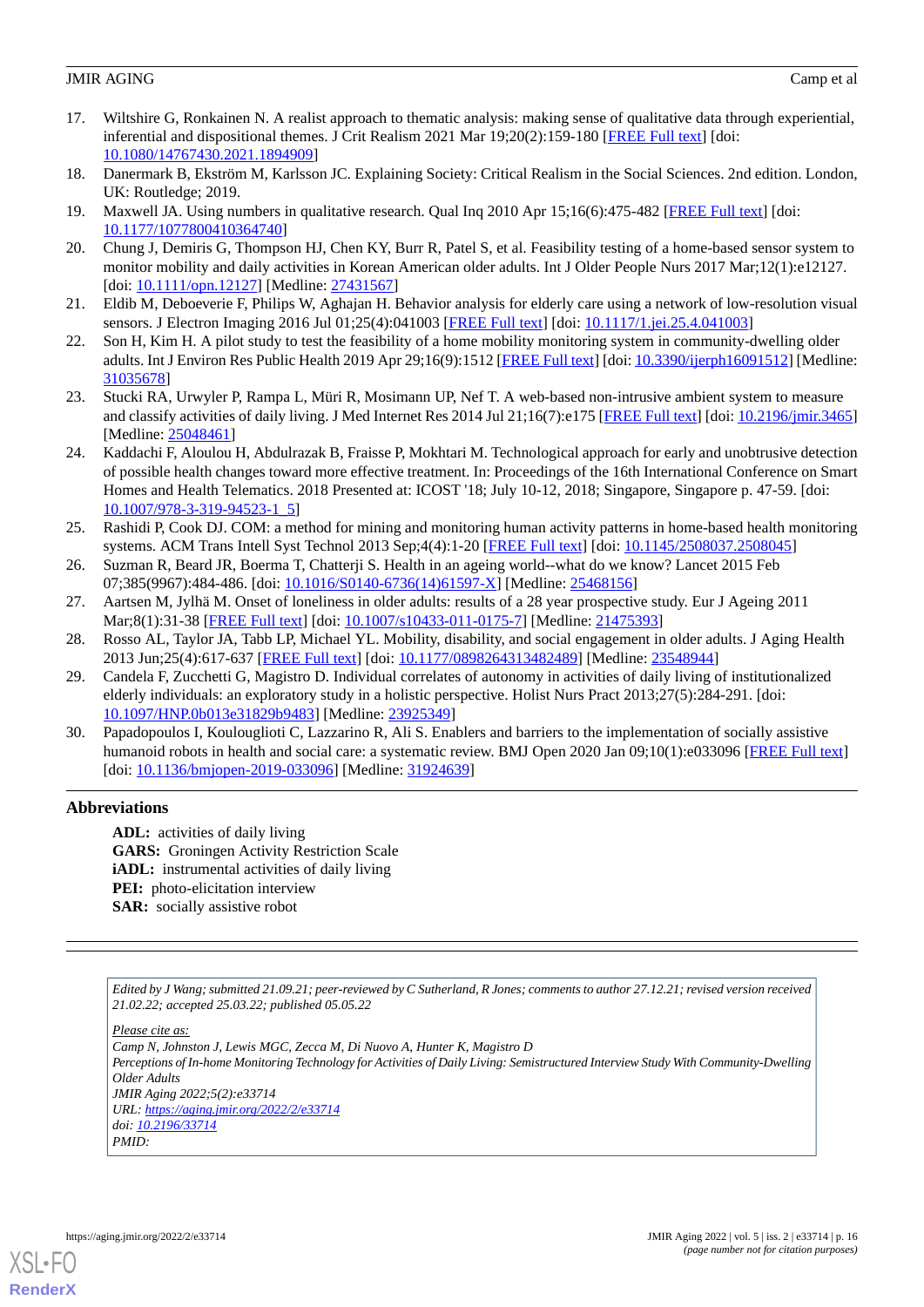17. Wiltshire G, Ronkainen N. A realist approach to thematic analysis: making sense of qualitative data through experiential, inferential and dispositional themes. J Crit Realism 2021 Mar 19;20(2):159-180 [FREE Full text] [doi: 10.1080/14767430.2021.1894909]
18. Danermark B, Ekström M, Karlsson JC. Explaining Society: Critical Realism in the Social Sciences. 2nd edition. London, UK: Routledge; 2019.
19. Maxwell JA. Using numbers in qualitative research. Qual Inq 2010 Apr 15;16(6):475-482 [FREE Full text] [doi: 10.1177/1077800410364740]
20. Chung J, Demiris G, Thompson HJ, Chen KY, Burr R, Patel S, et al. Feasibility testing of a home-based sensor system to monitor mobility and daily activities in Korean American older adults. Int J Older People Nurs 2017 Mar;12(1):e12127. [doi: 10.1111/opn.12127] [Medline: 27431567]
21. Eldib M, Deboeverie F, Philips W, Aghajan H. Behavior analysis for elderly care using a network of low-resolution visual sensors. J Electron Imaging 2016 Jul 01;25(4):041003 [FREE Full text] [doi: 10.1117/1.jei.25.4.041003]
22. Son H, Kim H. A pilot study to test the feasibility of a home mobility monitoring system in community-dwelling older adults. Int J Environ Res Public Health 2019 Apr 29;16(9):1512 [FREE Full text] [doi: 10.3390/ijerph16091512] [Medline: 31035678]
23. Stucki RA, Urwyler P, Rampa L, Müri R, Mosimann UP, Nef T. A web-based non-intrusive ambient system to measure and classify activities of daily living. J Med Internet Res 2014 Jul 21;16(7):e175 [FREE Full text] [doi: 10.2196/jmir.3465] [Medline: 25048461]
24. Kaddachi F, Aloulou H, Abdulrazak B, Fraisse P, Mokhtari M. Technological approach for early and unobtrusive detection of possible health changes toward more effective treatment. In: Proceedings of the 16th International Conference on Smart Homes and Health Telematics. 2018 Presented at: ICOST '18; July 10-12, 2018; Singapore, Singapore p. 47-59. [doi: 10.1007/978-3-319-94523-1_5]
25. Rashidi P, Cook DJ. COM: a method for mining and monitoring human activity patterns in home-based health monitoring systems. ACM Trans Intell Syst Technol 2013 Sep;4(4):1-20 [FREE Full text] [doi: 10.1145/2508037.2508045]
26. Suzman R, Beard JR, Boerma T, Chatterji S. Health in an ageing world--what do we know? Lancet 2015 Feb 07;385(9967):484-486. [doi: 10.1016/S0140-6736(14)61597-X] [Medline: 25468156]
27. Aartsen M, Jylhä M. Onset of loneliness in older adults: results of a 28 year prospective study. Eur J Ageing 2011 Mar;8(1):31-38 [FREE Full text] [doi: 10.1007/s10433-011-0175-7] [Medline: 21475393]
28. Rosso AL, Taylor JA, Tabb LP, Michael YL. Mobility, disability, and social engagement in older adults. J Aging Health 2013 Jun;25(4):617-637 [FREE Full text] [doi: 10.1177/0898264313482489] [Medline: 23548944]
29. Candela F, Zucchetti G, Magistro D. Individual correlates of autonomy in activities of daily living of institutionalized elderly individuals: an exploratory study in a holistic perspective. Holist Nurs Pract 2013;27(5):284-291. [doi: 10.1097/HNP.0b013e31829b9483] [Medline: 23925349]
30. Papadopoulos I, Koulouglioti C, Lazzarino R, Ali S. Enablers and barriers to the implementation of socially assistive humanoid robots in health and social care: a systematic review. BMJ Open 2020 Jan 09;10(1):e033096 [FREE Full text] [doi: 10.1136/bmjopen-2019-033096] [Medline: 31924639]

## Abbreviations

**ADL:** activities of daily living
**GARS:** Groningen Activity Restriction Scale
**iADL:** instrumental activities of daily living
**PEI:** photo-elicitation interview
**SAR:** socially assistive robot

---

*Edited by J Wang; submitted 21.09.21; peer-reviewed by C Sutherland, R Jones; comments to author 27.12.21; revised version received 21.02.22; accepted 25.03.22; published 05.05.22*

*Please cite as:*
*Camp N, Johnston J, Lewis MGC, Zecca M, Di Nuovo A, Hunter K, Magistro D*
*Perceptions of In-home Monitoring Technology for Activities of Daily Living: Semistructured Interview Study With Community-Dwelling Older Adults*
*JMIR Aging 2022;5(2):e33714*
*URL: https://aging.jmir.org/2022/2/e33714*
*doi: 10.2196/33714*
*PMID:*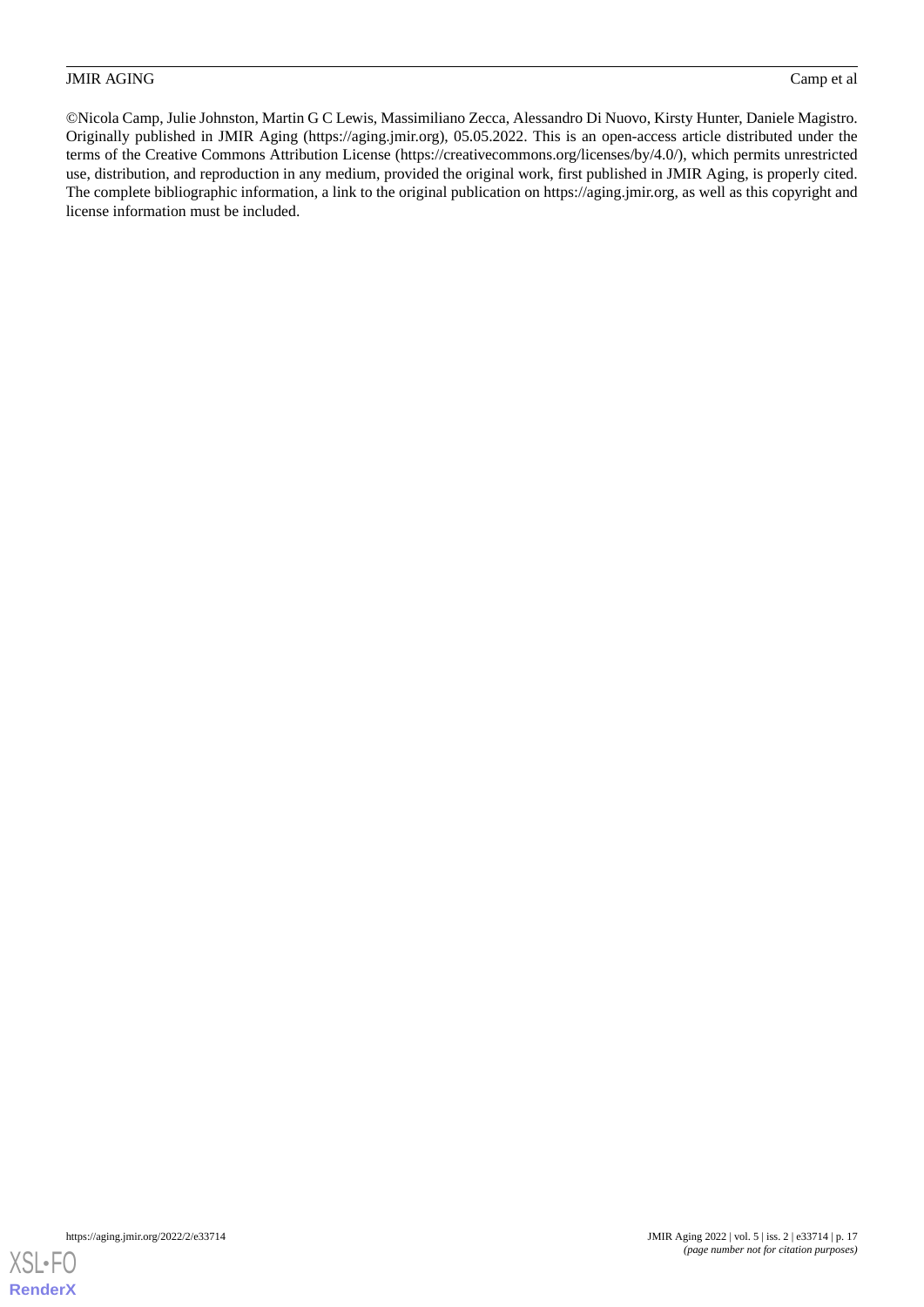©Nicola Camp, Julie Johnston, Martin G C Lewis, Massimiliano Zecca, Alessandro Di Nuovo, Kirsty Hunter, Daniele Magistro. Originally published in JMIR Aging (https://aging.jmir.org), 05.05.2022. This is an open-access article distributed under the terms of the Creative Commons Attribution License (https://creativecommons.org/licenses/by/4.0/), which permits unrestricted use, distribution, and reproduction in any medium, provided the original work, first published in JMIR Aging, is properly cited. The complete bibliographic information, a link to the original publication on https://aging.jmir.org, as well as this copyright and license information must be included.